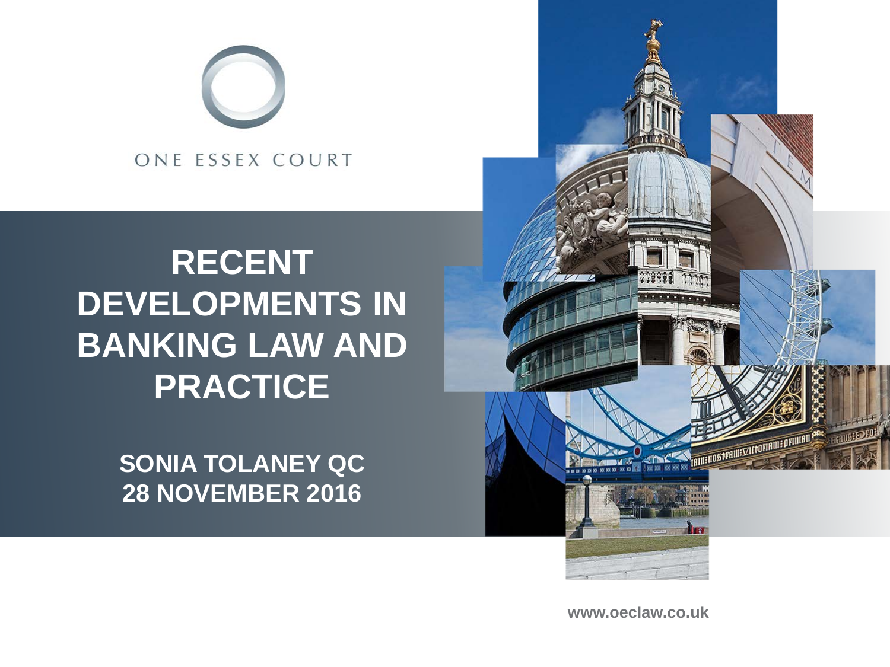ONE ESSEX COURT

# RECENT DEVELOPMENTS IN BANKING LAW AND PRACTICE

**SONIA TOLANEY QC**
**28 NOVEMBER 2016**

www.oeclaw.co.uk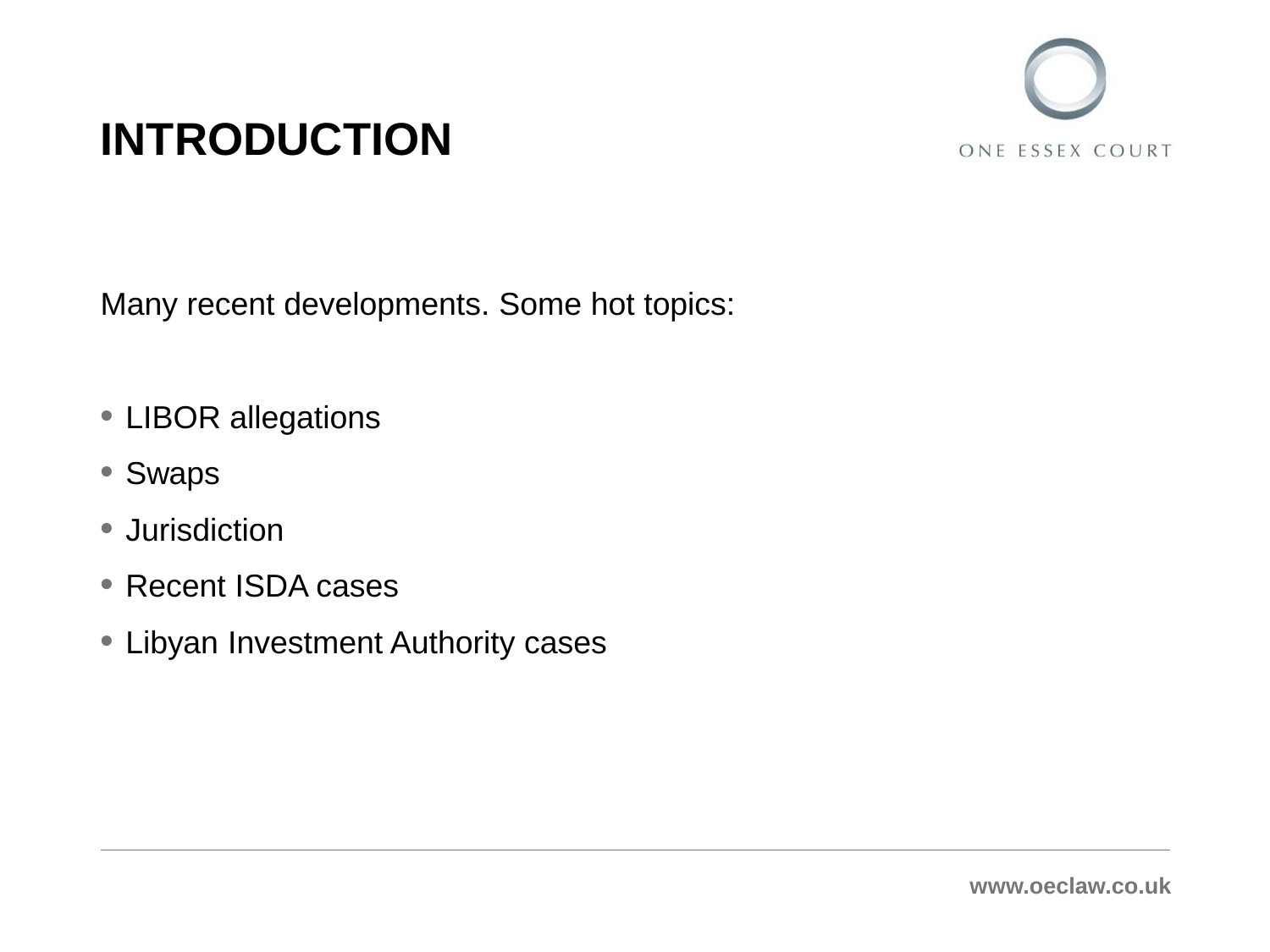# INTRODUCTION

Many recent developments. Some hot topics:

- LIBOR allegations
- Swaps
- Jurisdiction
- Recent ISDA cases
- Libyan Investment Authority cases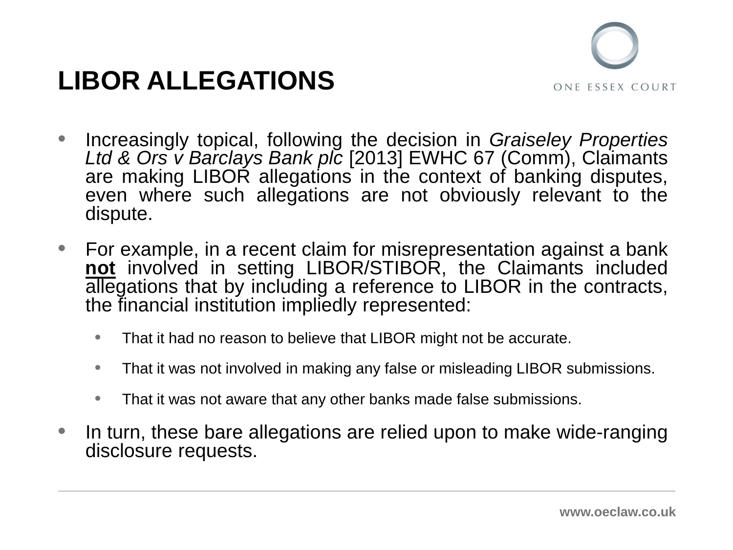# LIBOR ALLEGATIONS

- Increasingly topical, following the decision in *Graiseley Properties Ltd & Ors v Barclays Bank plc* [2013] EWHC 67 (Comm), Claimants are making LIBOR allegations in the context of banking disputes, even where such allegations are not obviously relevant to the dispute.
- For example, in a recent claim for misrepresentation against a bank **not** involved in setting LIBOR/STIBOR, the Claimants included allegations that by including a reference to LIBOR in the contracts, the financial institution impliedly represented:
  - That it had no reason to believe that LIBOR might not be accurate.
  - That it was not involved in making any false or misleading LIBOR submissions.
  - That it was not aware that any other banks made false submissions.
- In turn, these bare allegations are relied upon to make wide-ranging disclosure requests.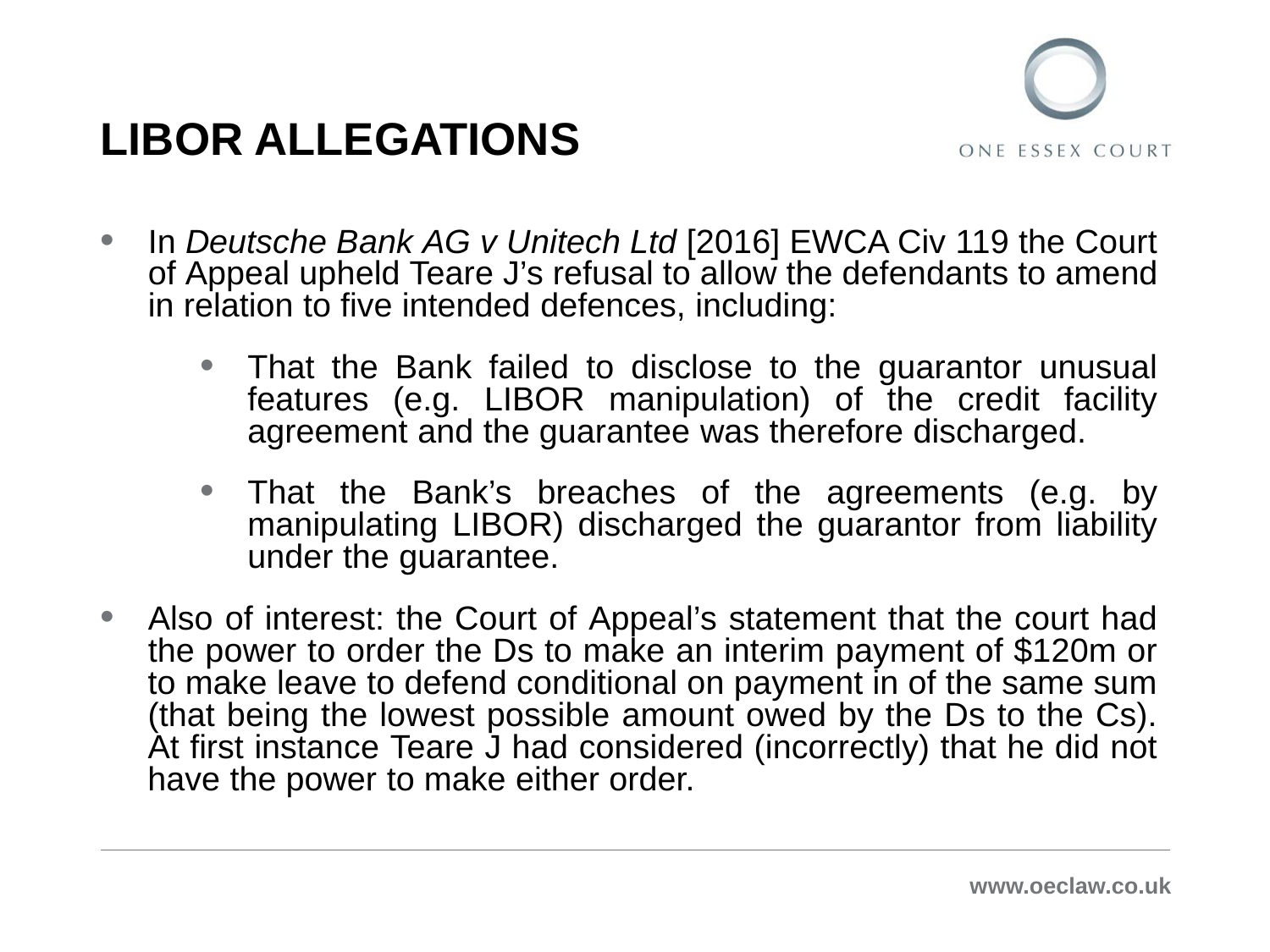# LIBOR ALLEGATIONS

- In *Deutsche Bank AG v Unitech Ltd* [2016] EWCA Civ 119 the Court of Appeal upheld Teare J's refusal to allow the defendants to amend in relation to five intended defences, including:
  - That the Bank failed to disclose to the guarantor unusual features (e.g. LIBOR manipulation) of the credit facility agreement and the guarantee was therefore discharged.
  - That the Bank's breaches of the agreements (e.g. by manipulating LIBOR) discharged the guarantor from liability under the guarantee.
- Also of interest: the Court of Appeal's statement that the court had the power to order the Ds to make an interim payment of $120m or to make leave to defend conditional on payment in of the same sum (that being the lowest possible amount owed by the Ds to the Cs). At first instance Teare J had considered (incorrectly) that he did not have the power to make either order.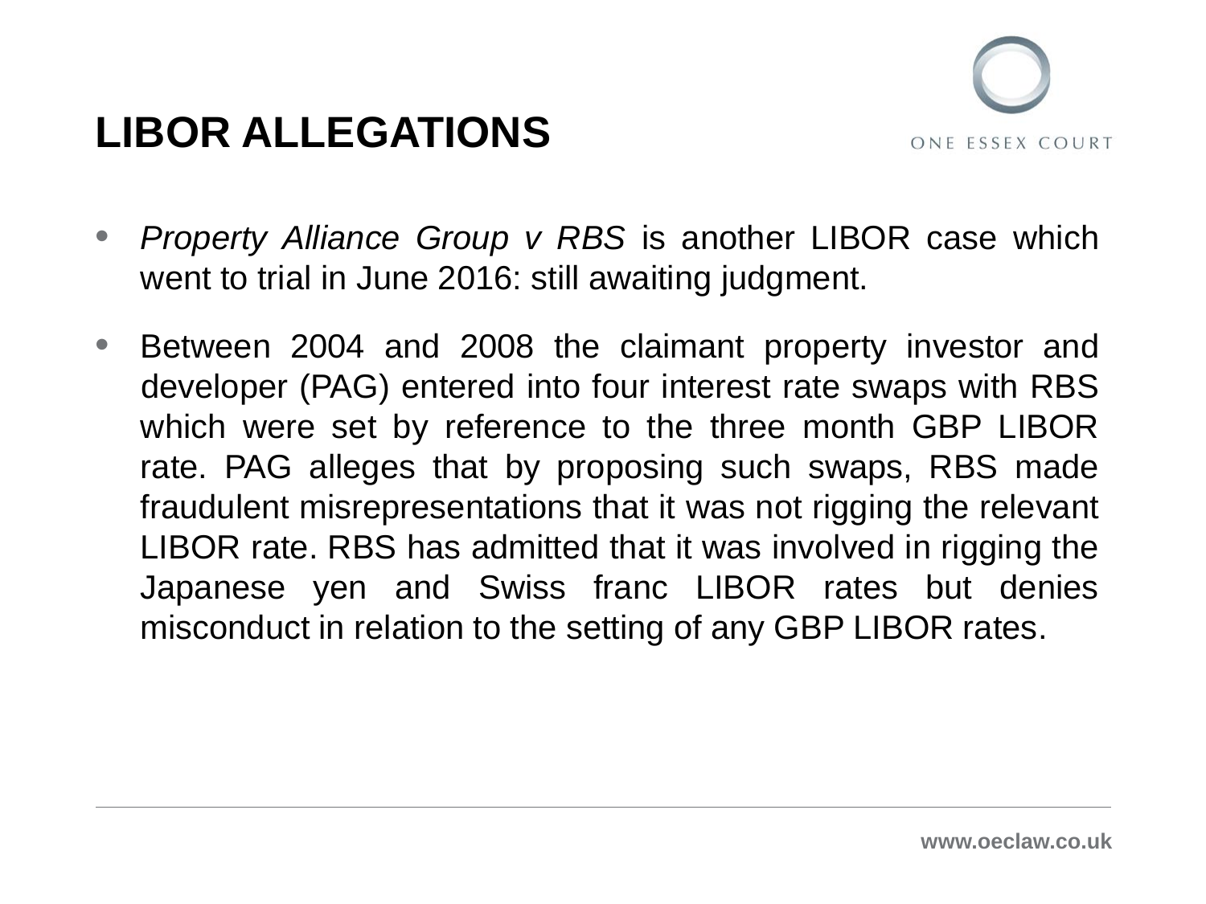# LIBOR ALLEGATIONS

- *Property Alliance Group v RBS* is another LIBOR case which went to trial in June 2016: still awaiting judgment.
- Between 2004 and 2008 the claimant property investor and developer (PAG) entered into four interest rate swaps with RBS which were set by reference to the three month GBP LIBOR rate. PAG alleges that by proposing such swaps, RBS made fraudulent misrepresentations that it was not rigging the relevant LIBOR rate. RBS has admitted that it was involved in rigging the Japanese yen and Swiss franc LIBOR rates but denies misconduct in relation to the setting of any GBP LIBOR rates.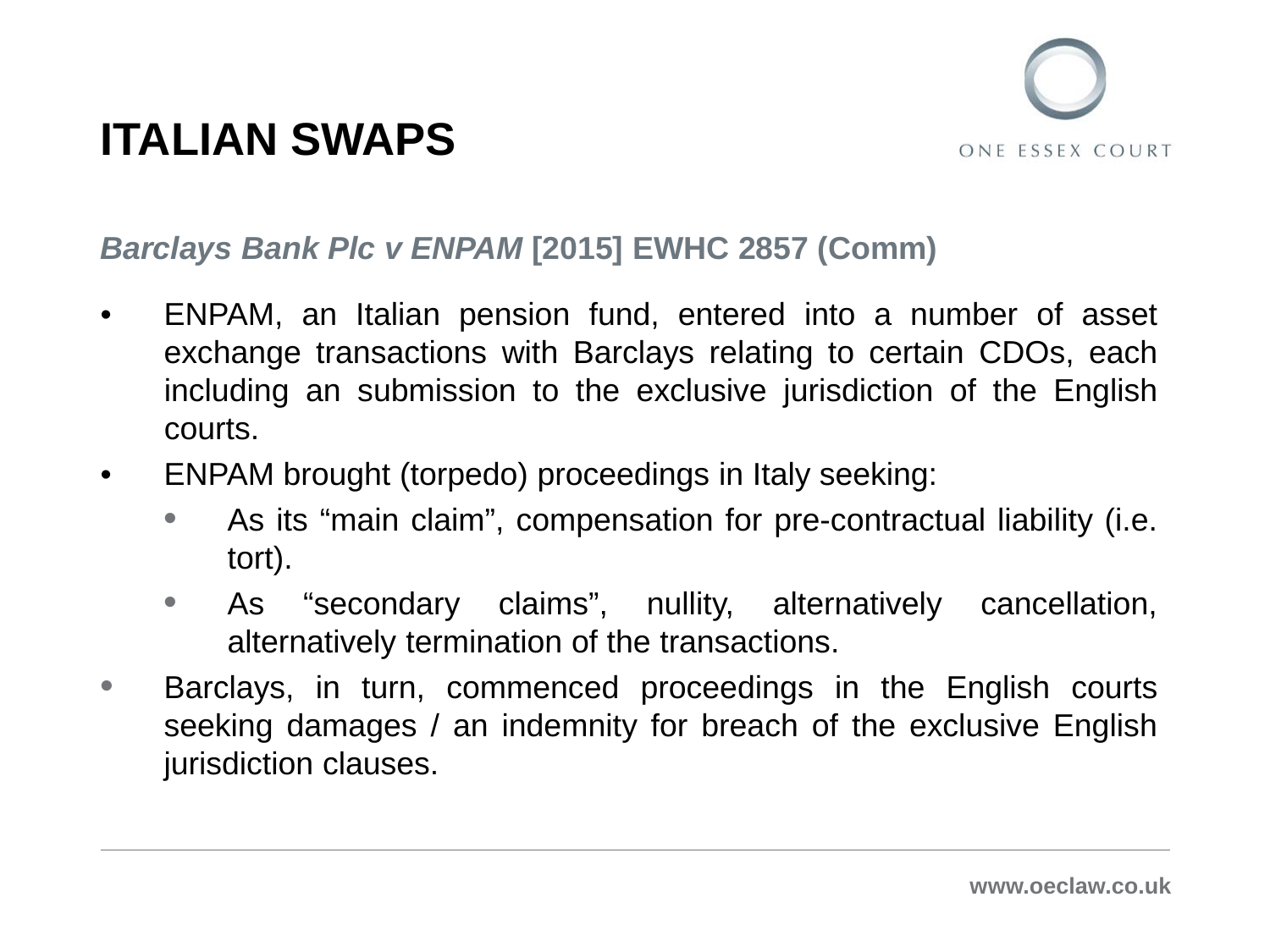# ITALIAN SWAPS

***Barclays Bank Plc v ENPAM* [2015] EWHC 2857 (Comm)**

- ENPAM, an Italian pension fund, entered into a number of asset exchange transactions with Barclays relating to certain CDOs, each including an submission to the exclusive jurisdiction of the English courts.
- ENPAM brought (torpedo) proceedings in Italy seeking:
    - As its "main claim", compensation for pre-contractual liability (i.e. tort).
    - As "secondary claims", nullity, alternatively cancellation, alternatively termination of the transactions.
- Barclays, in turn, commenced proceedings in the English courts seeking damages / an indemnity for breach of the exclusive English jurisdiction clauses.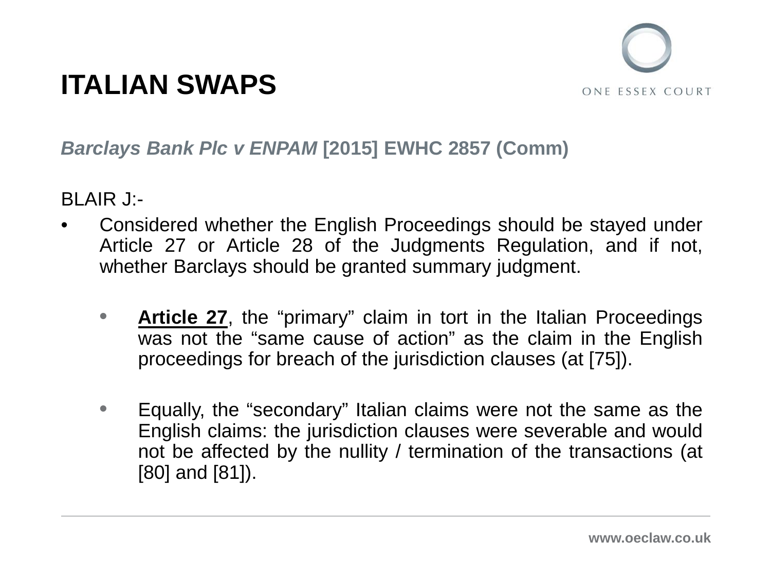# ITALIAN SWAPS

***Barclays Bank Plc v ENPAM* [2015] EWHC 2857 (Comm)**

BLAIR J:-

- Considered whether the English Proceedings should be stayed under Article 27 or Article 28 of the Judgments Regulation, and if not, whether Barclays should be granted summary judgment.
  - **Article 27**, the "primary" claim in tort in the Italian Proceedings was not the "same cause of action" as the claim in the English proceedings for breach of the jurisdiction clauses (at [75]).
  - Equally, the "secondary" Italian claims were not the same as the English claims: the jurisdiction clauses were severable and would not be affected by the nullity / termination of the transactions (at [80] and [81]).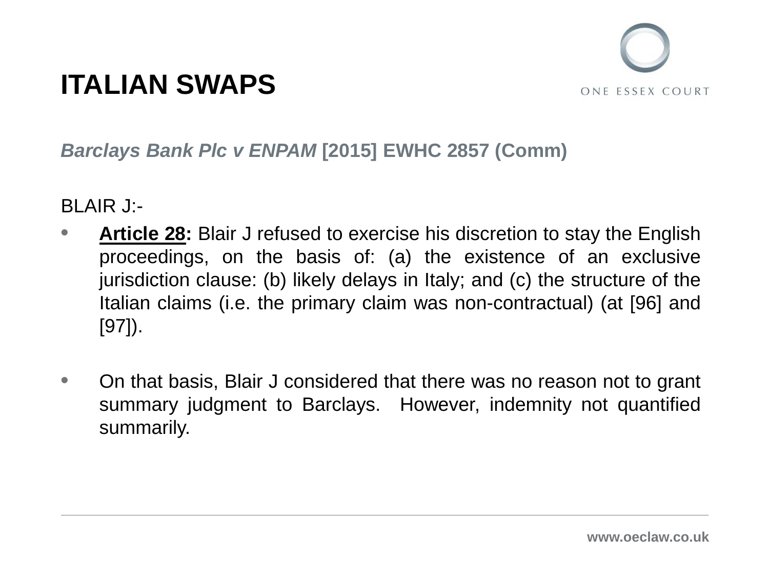# ITALIAN SWAPS

***Barclays Bank Plc v ENPAM* [2015] EWHC 2857 (Comm)**

BLAIR J:-

- **Article 28:** Blair J refused to exercise his discretion to stay the English proceedings, on the basis of: (a) the existence of an exclusive jurisdiction clause: (b) likely delays in Italy; and (c) the structure of the Italian claims (i.e. the primary claim was non-contractual) (at [96] and [97]).

- On that basis, Blair J considered that there was no reason not to grant summary judgment to Barclays. However, indemnity not quantified summarily.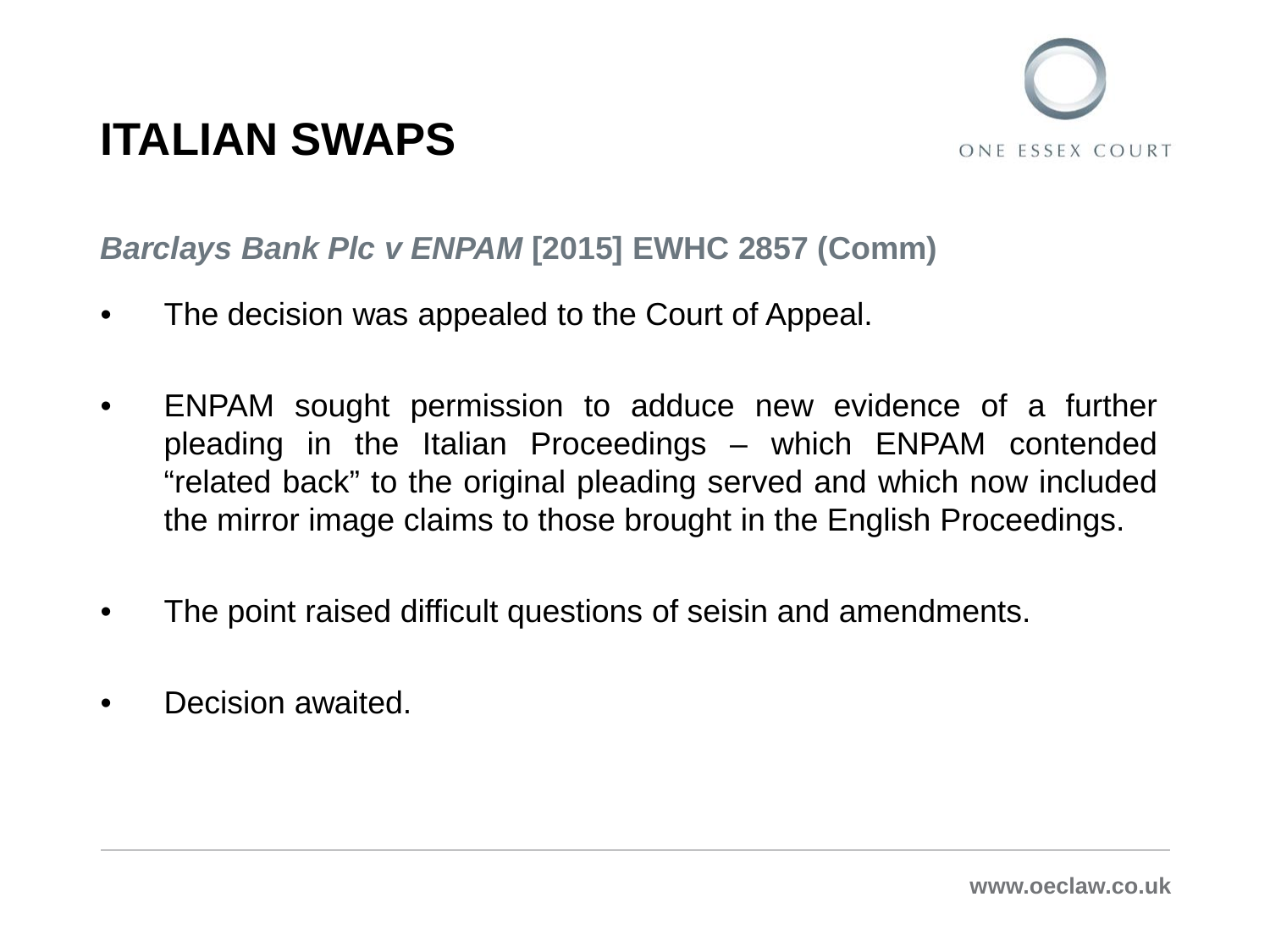# ITALIAN SWAPS

***Barclays Bank Plc v ENPAM* [2015] EWHC 2857 (Comm)**

- The decision was appealed to the Court of Appeal.
- ENPAM sought permission to adduce new evidence of a further pleading in the Italian Proceedings – which ENPAM contended "related back" to the original pleading served and which now included the mirror image claims to those brought in the English Proceedings.
- The point raised difficult questions of seisin and amendments.
- Decision awaited.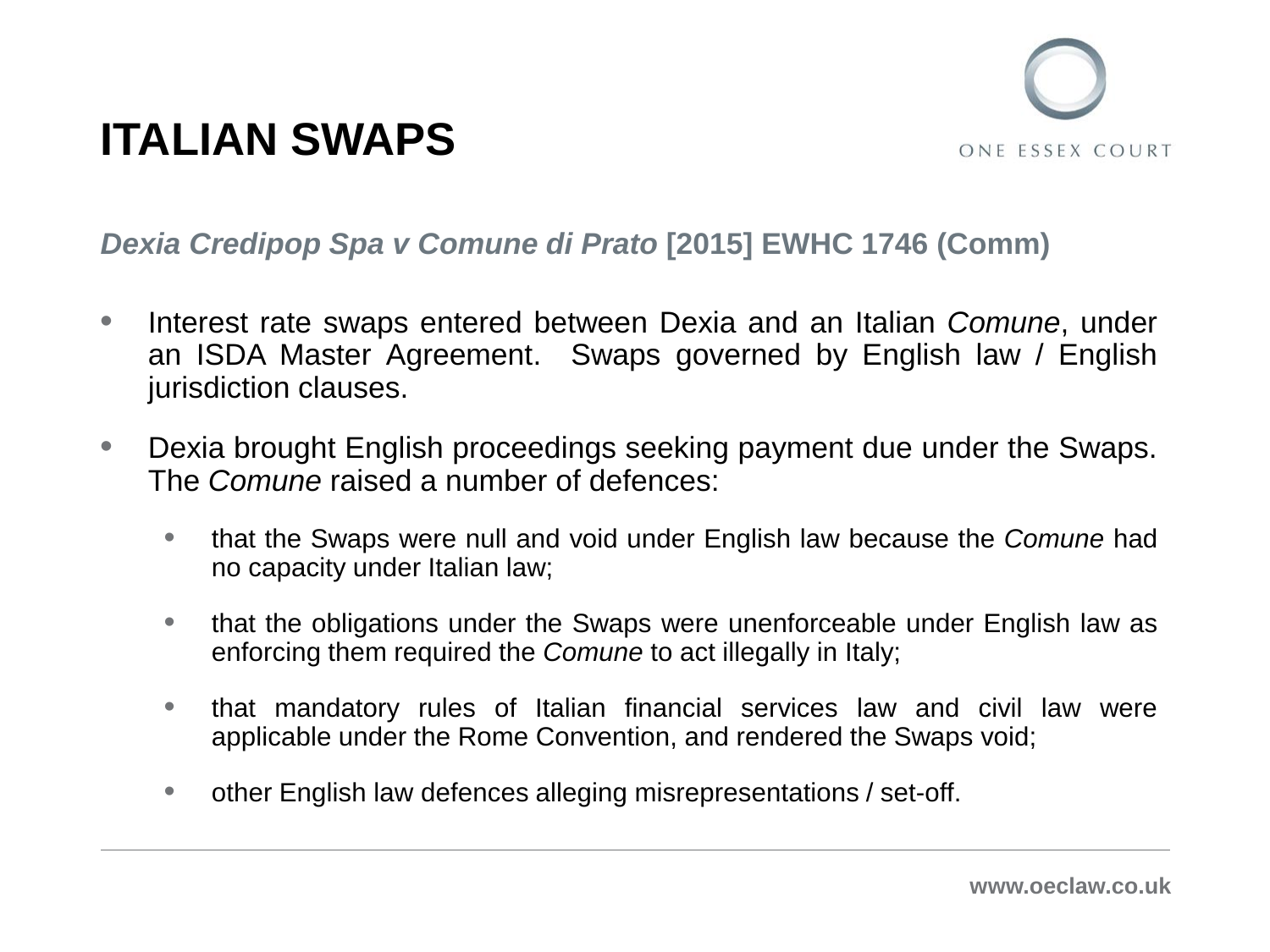# ITALIAN SWAPS

***Dexia Credipop Spa v Comune di Prato*** **[2015] EWHC 1746 (Comm)**

- Interest rate swaps entered between Dexia and an Italian *Comune*, under an ISDA Master Agreement. Swaps governed by English law / English jurisdiction clauses.
- Dexia brought English proceedings seeking payment due under the Swaps. The *Comune* raised a number of defences:
  - that the Swaps were null and void under English law because the *Comune* had no capacity under Italian law;
  - that the obligations under the Swaps were unenforceable under English law as enforcing them required the *Comune* to act illegally in Italy;
  - that mandatory rules of Italian financial services law and civil law were applicable under the Rome Convention, and rendered the Swaps void;
  - other English law defences alleging misrepresentations / set-off.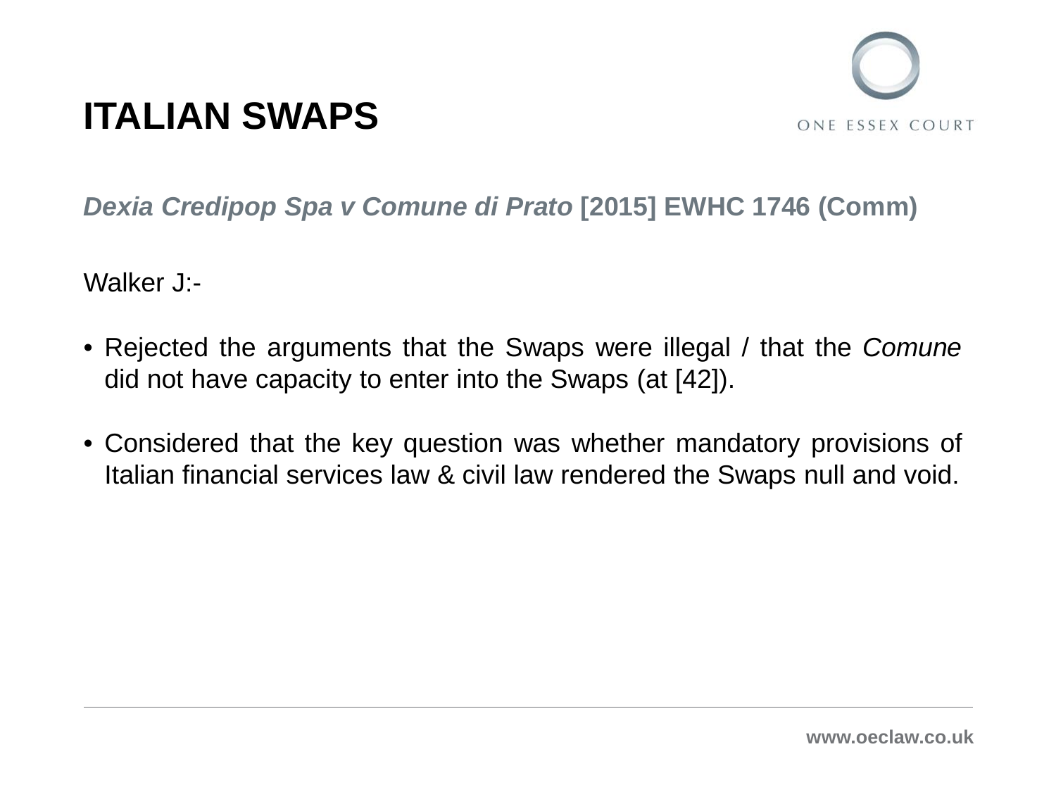# ITALIAN SWAPS

***Dexia Credipop Spa v Comune di Prato*** **[2015] EWHC 1746 (Comm)**

Walker J:-

- Rejected the arguments that the Swaps were illegal / that the *Comune* did not have capacity to enter into the Swaps (at [42]).

- Considered that the key question was whether mandatory provisions of Italian financial services law & civil law rendered the Swaps null and void.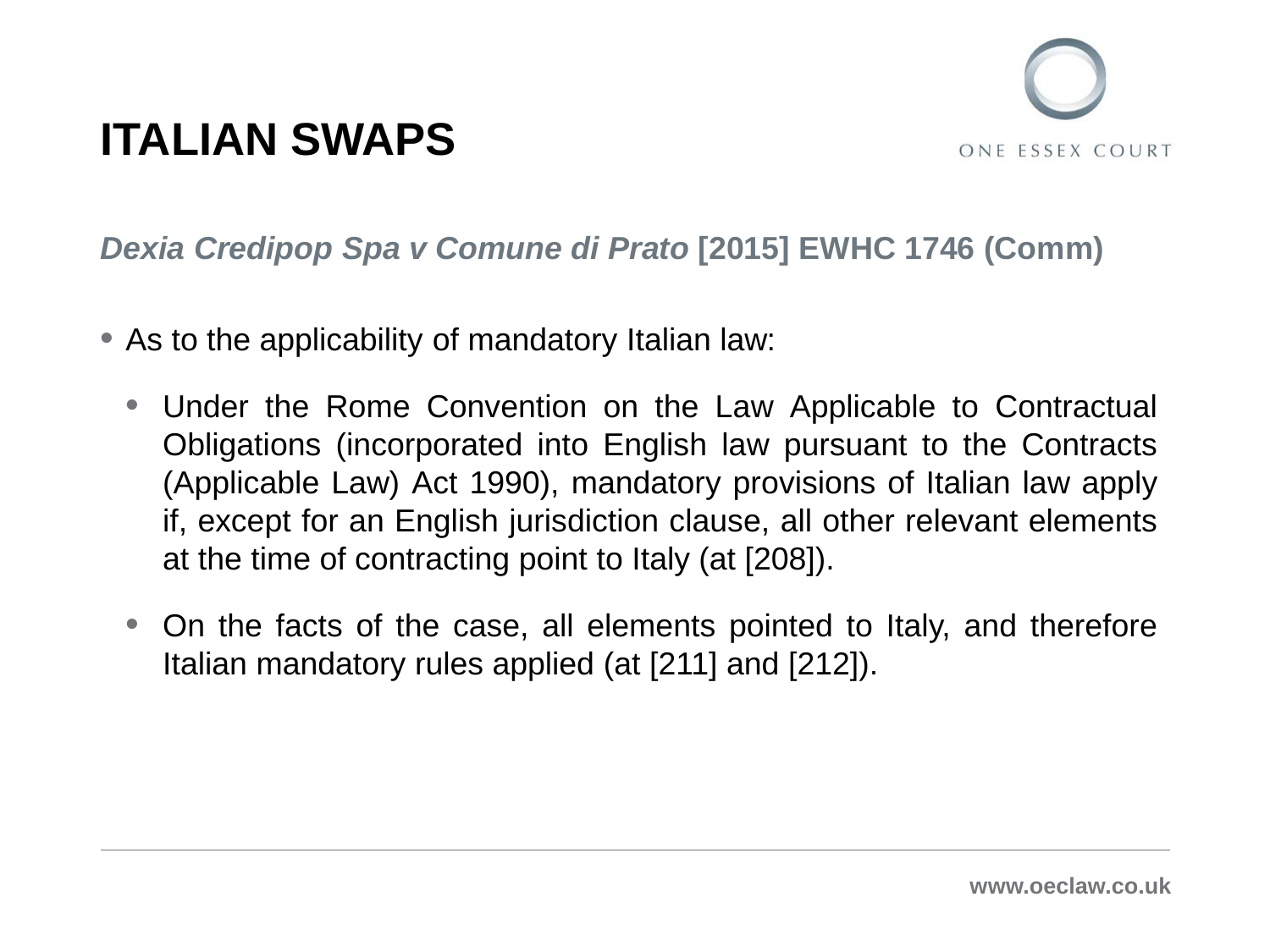# ITALIAN SWAPS

***Dexia Credipop Spa v Comune di Prato*** **[2015] EWHC 1746 (Comm)**

- As to the applicability of mandatory Italian law:
  - Under the Rome Convention on the Law Applicable to Contractual Obligations (incorporated into English law pursuant to the Contracts (Applicable Law) Act 1990), mandatory provisions of Italian law apply if, except for an English jurisdiction clause, all other relevant elements at the time of contracting point to Italy (at [208]).
  - On the facts of the case, all elements pointed to Italy, and therefore Italian mandatory rules applied (at [211] and [212]).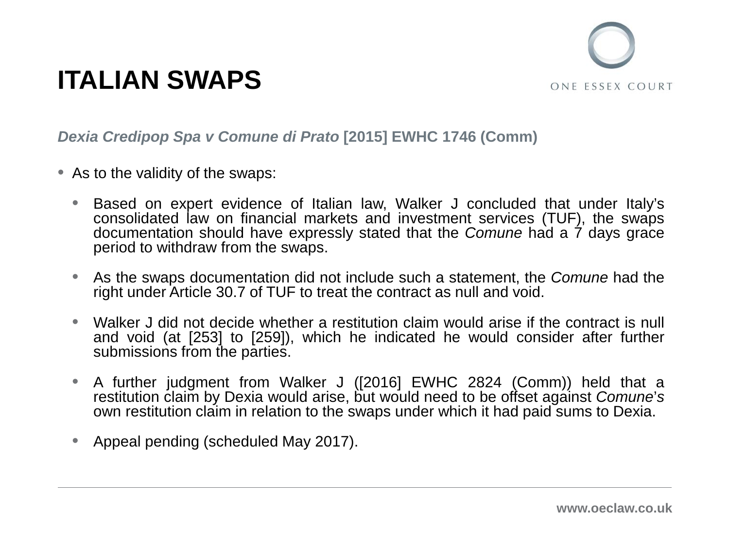# ITALIAN SWAPS

***Dexia Credipop Spa v Comune di Prato* [2015] EWHC 1746 (Comm)**

- As to the validity of the swaps:
  - Based on expert evidence of Italian law, Walker J concluded that under Italy's consolidated law on financial markets and investment services (TUF), the swaps documentation should have expressly stated that the *Comune* had a 7 days grace period to withdraw from the swaps.
  - As the swaps documentation did not include such a statement, the *Comune* had the right under Article 30.7 of TUF to treat the contract as null and void.
  - Walker J did not decide whether a restitution claim would arise if the contract is null and void (at [253] to [259]), which he indicated he would consider after further submissions from the parties.
  - A further judgment from Walker J ([2016] EWHC 2824 (Comm)) held that a restitution claim by Dexia would arise, but would need to be offset against *Comune*'*s* own restitution claim in relation to the swaps under which it had paid sums to Dexia.
  - Appeal pending (scheduled May 2017).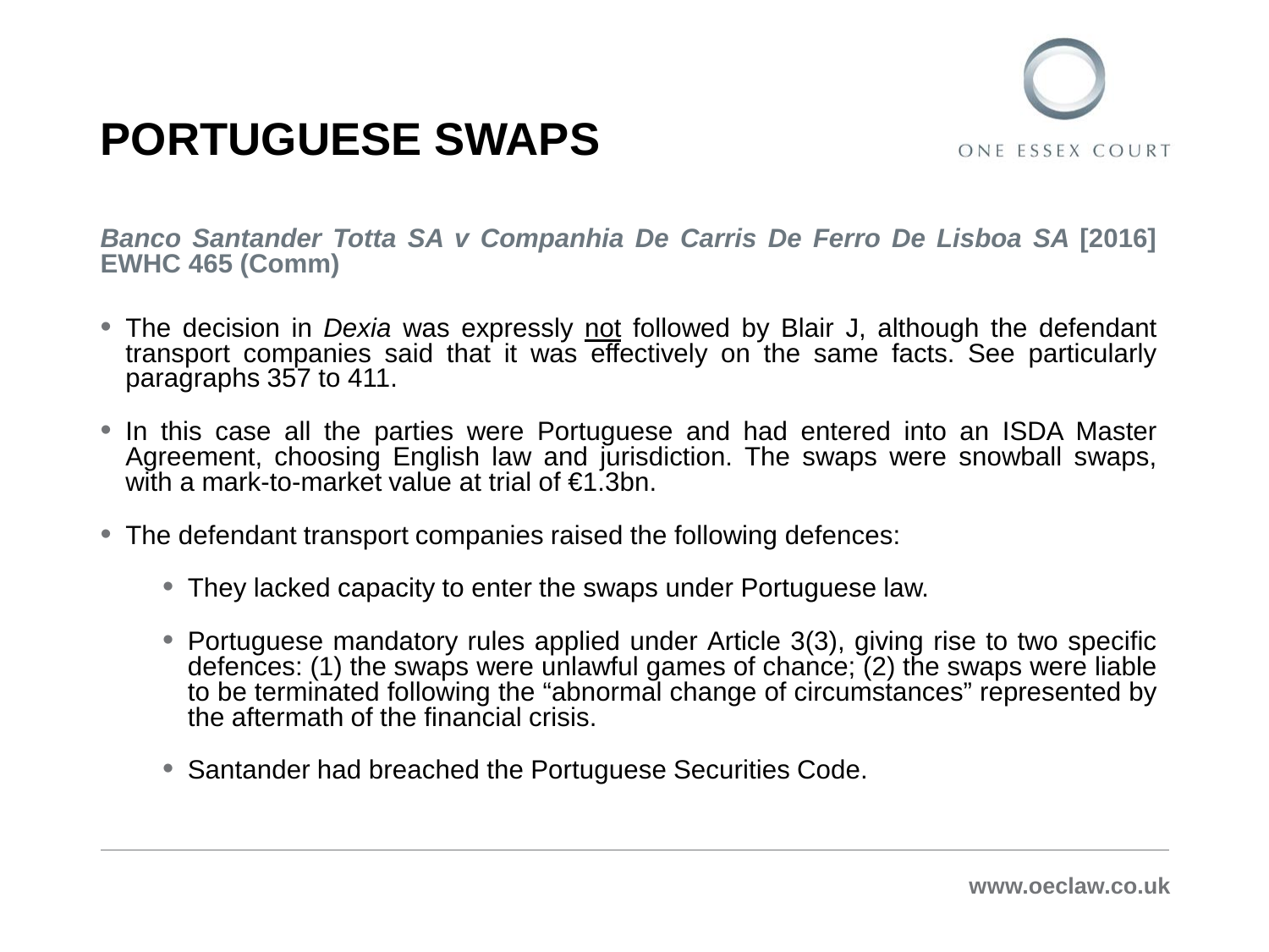# PORTUGUESE SWAPS

***Banco Santander Totta SA v Companhia De Carris De Ferro De Lisboa SA* [2016] EWHC 465 (Comm)**

- The decision in *Dexia* was expressly not followed by Blair J, although the defendant transport companies said that it was effectively on the same facts. See particularly paragraphs 357 to 411.
- In this case all the parties were Portuguese and had entered into an ISDA Master Agreement, choosing English law and jurisdiction. The swaps were snowball swaps, with a mark-to-market value at trial of €1.3bn.
- The defendant transport companies raised the following defences:
  - They lacked capacity to enter the swaps under Portuguese law.
  - Portuguese mandatory rules applied under Article 3(3), giving rise to two specific defences: (1) the swaps were unlawful games of chance; (2) the swaps were liable to be terminated following the "abnormal change of circumstances" represented by the aftermath of the financial crisis.
  - Santander had breached the Portuguese Securities Code.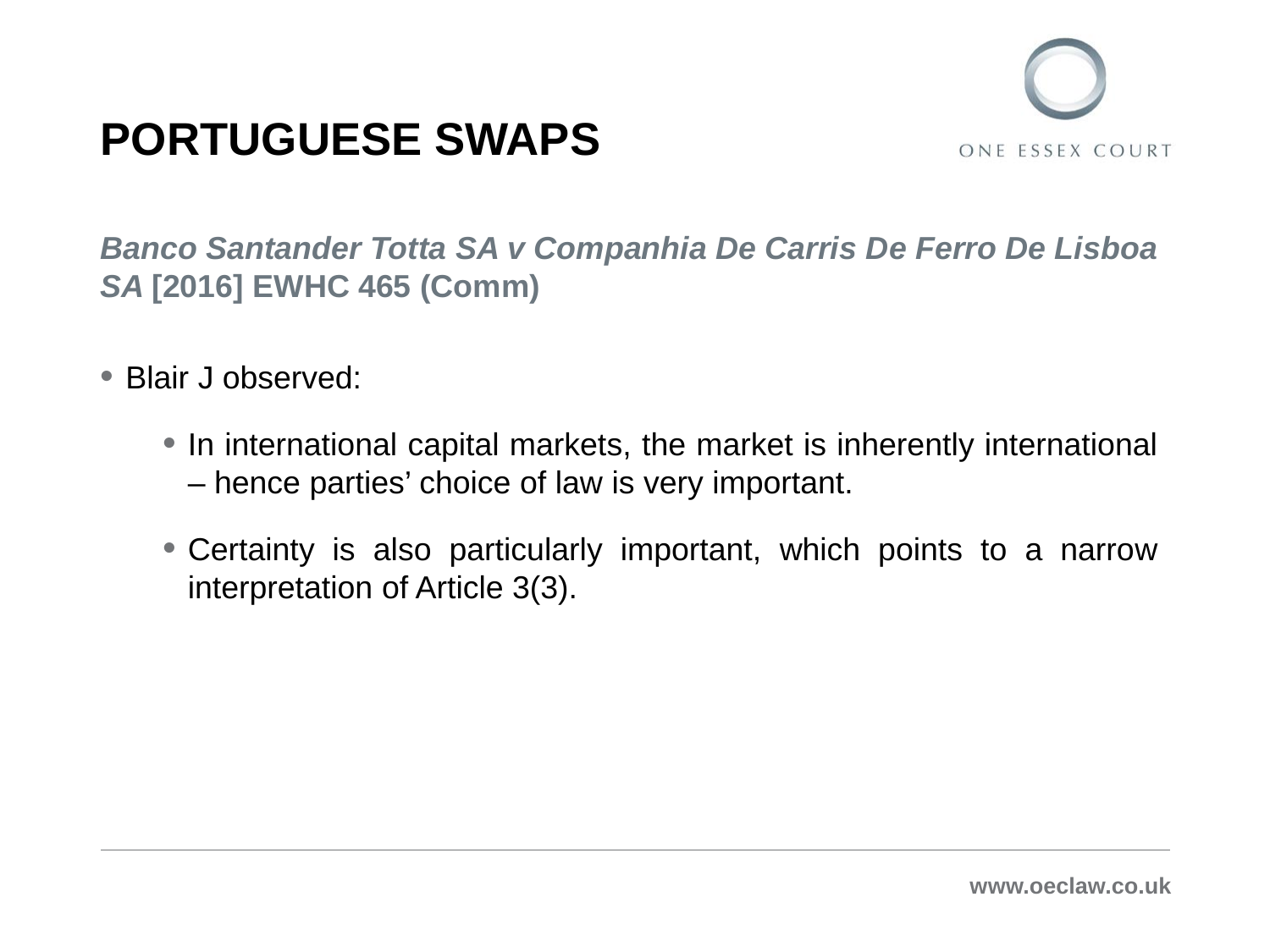# PORTUGUESE SWAPS

***Banco Santander Totta SA v Companhia De Carris De Ferro De Lisboa SA* [2016] EWHC 465 (Comm)**

- Blair J observed:
  - In international capital markets, the market is inherently international – hence parties' choice of law is very important.
  - Certainty is also particularly important, which points to a narrow interpretation of Article 3(3).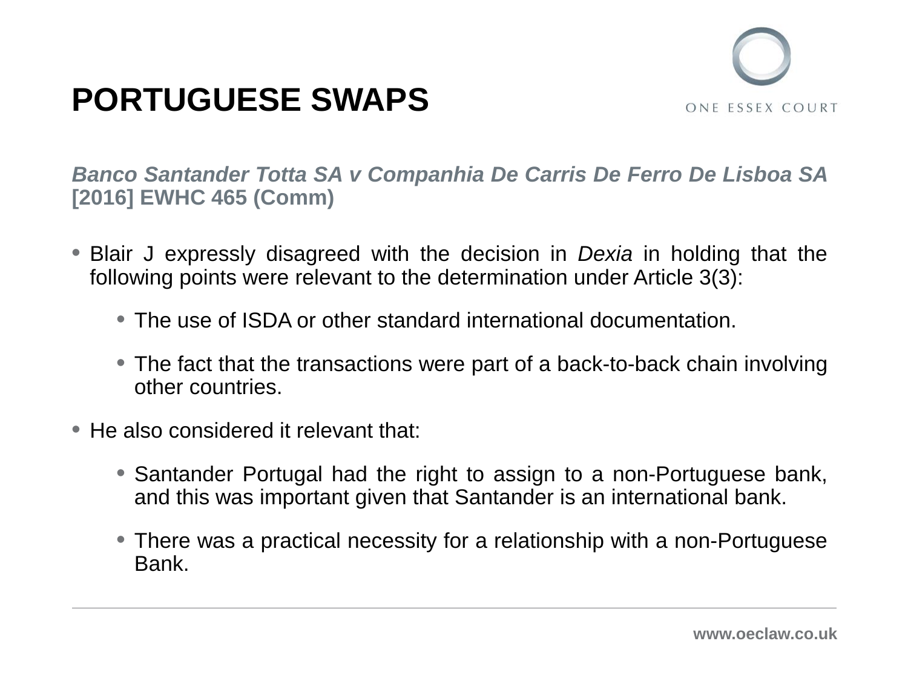# PORTUGUESE SWAPS

***Banco Santander Totta SA v Companhia De Carris De Ferro De Lisboa SA* [2016] EWHC 465 (Comm)**

- Blair J expressly disagreed with the decision in *Dexia* in holding that the following points were relevant to the determination under Article 3(3):
  - The use of ISDA or other standard international documentation.
  - The fact that the transactions were part of a back-to-back chain involving other countries.
- He also considered it relevant that:
  - Santander Portugal had the right to assign to a non-Portuguese bank, and this was important given that Santander is an international bank.
  - There was a practical necessity for a relationship with a non-Portuguese Bank.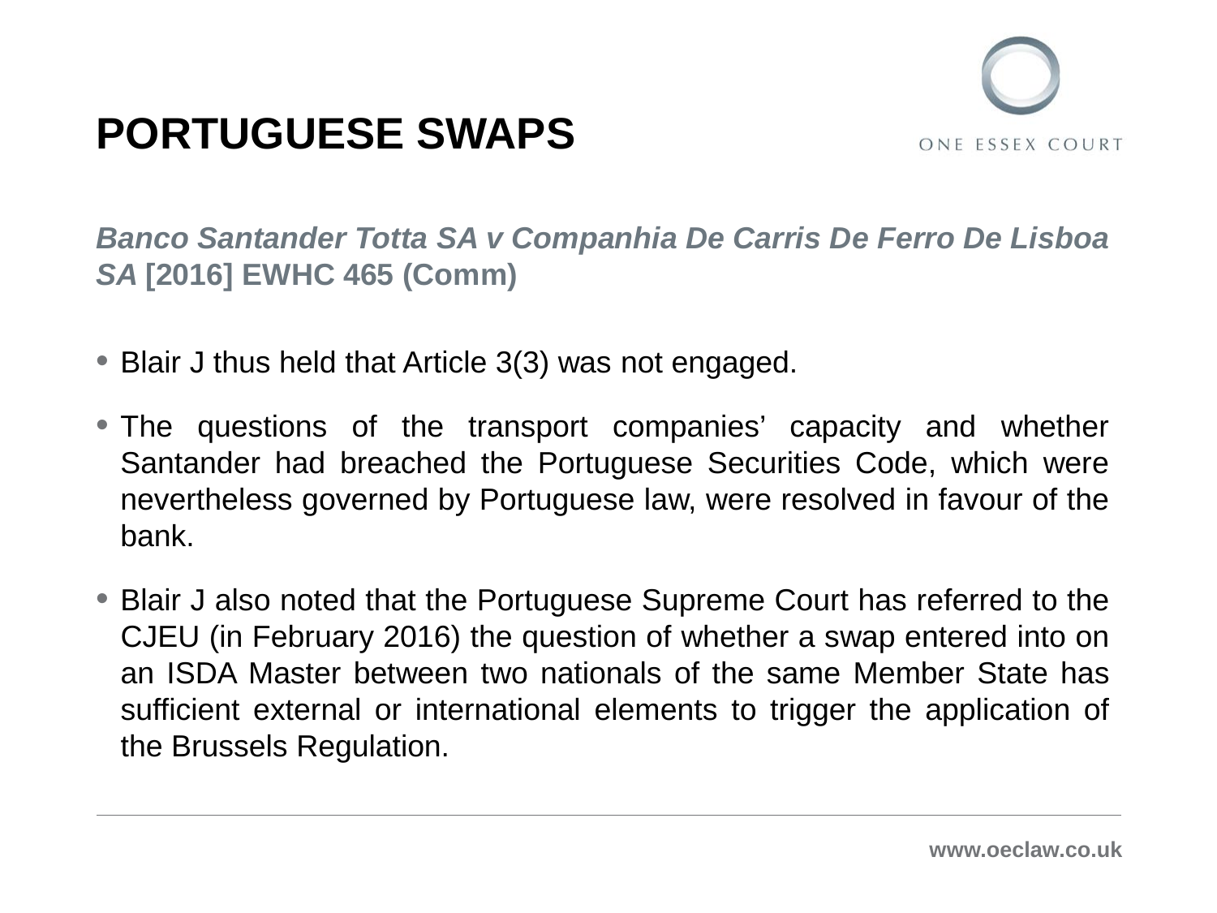# PORTUGUESE SWAPS

***Banco Santander Totta SA v Companhia De Carris De Ferro De Lisboa SA* [2016] EWHC 465 (Comm)**

- Blair J thus held that Article 3(3) was not engaged.
- The questions of the transport companies' capacity and whether Santander had breached the Portuguese Securities Code, which were nevertheless governed by Portuguese law, were resolved in favour of the bank.
- Blair J also noted that the Portuguese Supreme Court has referred to the CJEU (in February 2016) the question of whether a swap entered into on an ISDA Master between two nationals of the same Member State has sufficient external or international elements to trigger the application of the Brussels Regulation.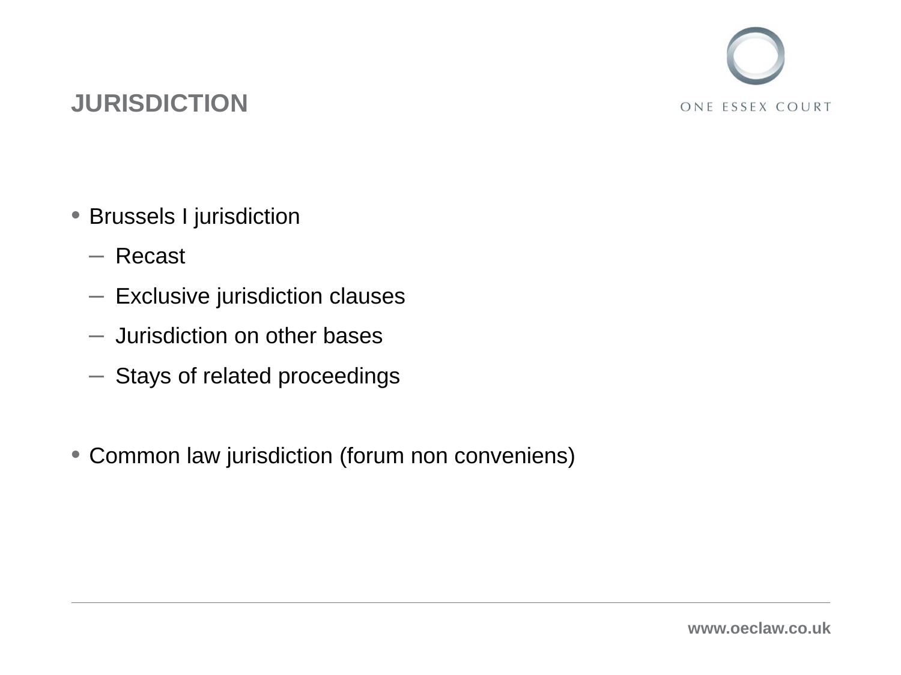# JURISDICTION

- Brussels I jurisdiction
  - Recast
  - Exclusive jurisdiction clauses
  - Jurisdiction on other bases
  - Stays of related proceedings

- Common law jurisdiction (forum non conveniens)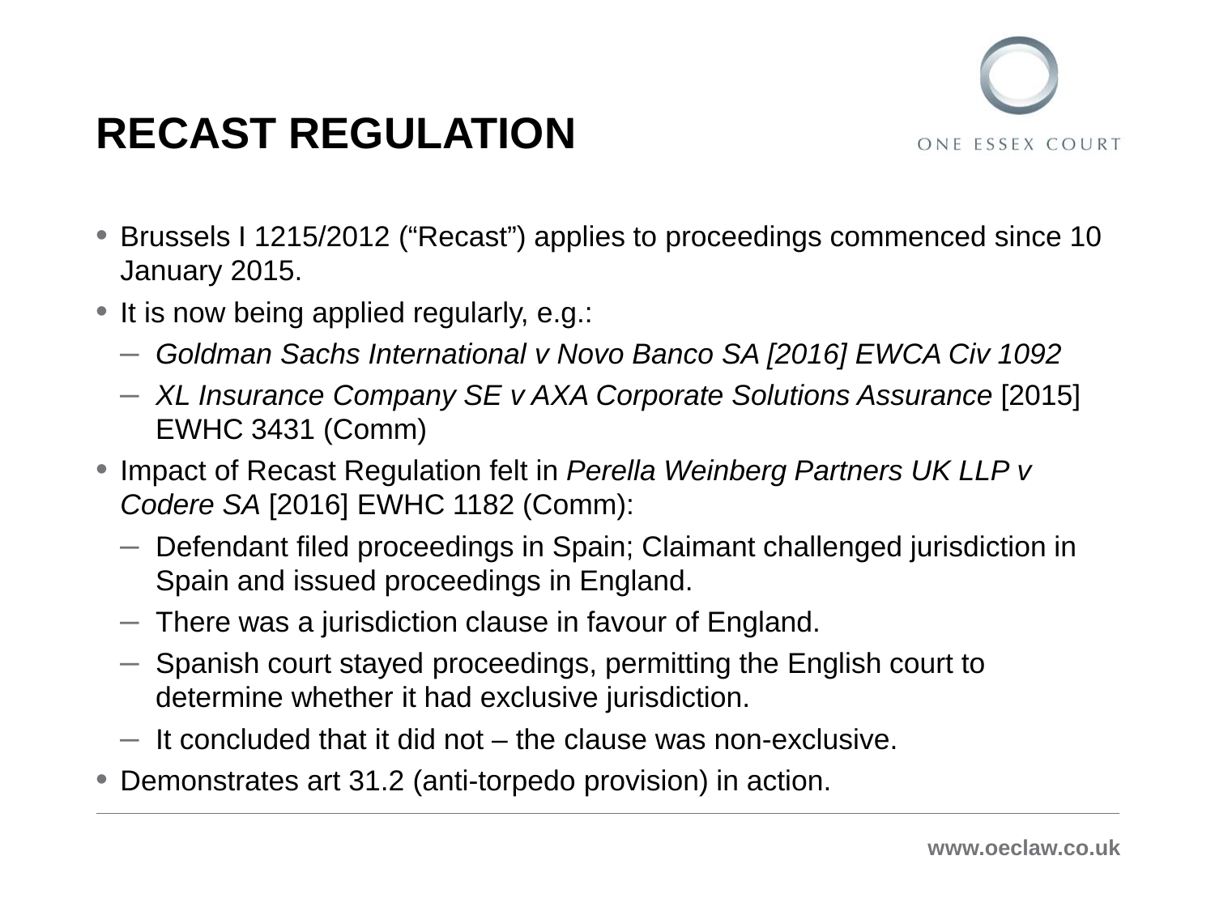# RECAST REGULATION

- Brussels I 1215/2012 ("Recast") applies to proceedings commenced since 10 January 2015.
- It is now being applied regularly, e.g.:
  - *Goldman Sachs International v Novo Banco SA [2016] EWCA Civ 1092*
  - *XL Insurance Company SE v AXA Corporate Solutions Assurance* [2015] EWHC 3431 (Comm)
- Impact of Recast Regulation felt in *Perella Weinberg Partners UK LLP v Codere SA* [2016] EWHC 1182 (Comm):
  - Defendant filed proceedings in Spain; Claimant challenged jurisdiction in Spain and issued proceedings in England.
  - There was a jurisdiction clause in favour of England.
  - Spanish court stayed proceedings, permitting the English court to determine whether it had exclusive jurisdiction.
  - It concluded that it did not – the clause was non-exclusive.
- Demonstrates art 31.2 (anti-torpedo provision) in action.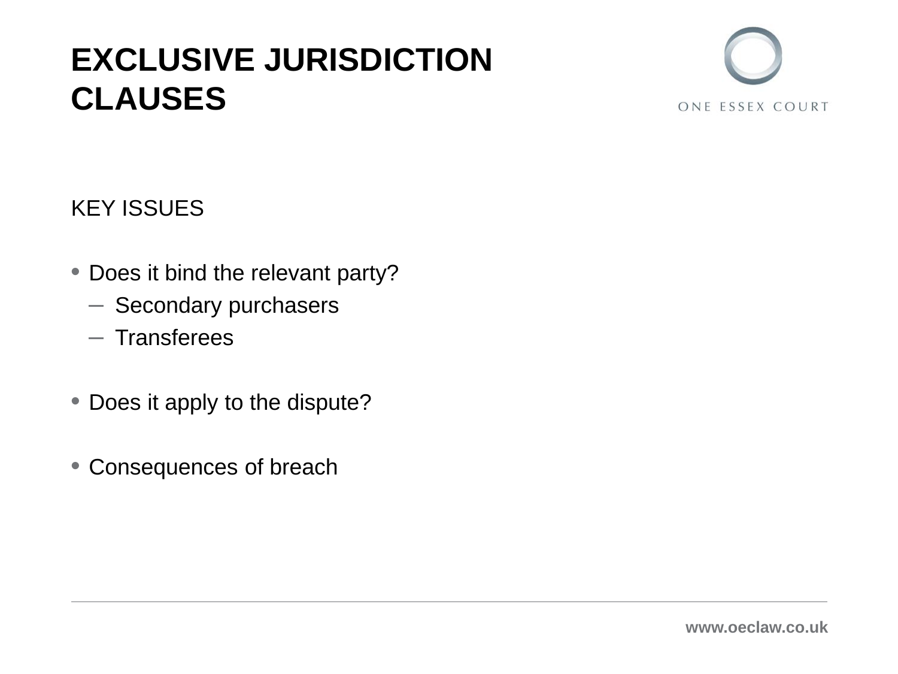# EXCLUSIVE JURISDICTION CLAUSES

KEY ISSUES

- Does it bind the relevant party?
  - Secondary purchasers
  - Transferees
- Does it apply to the dispute?
- Consequences of breach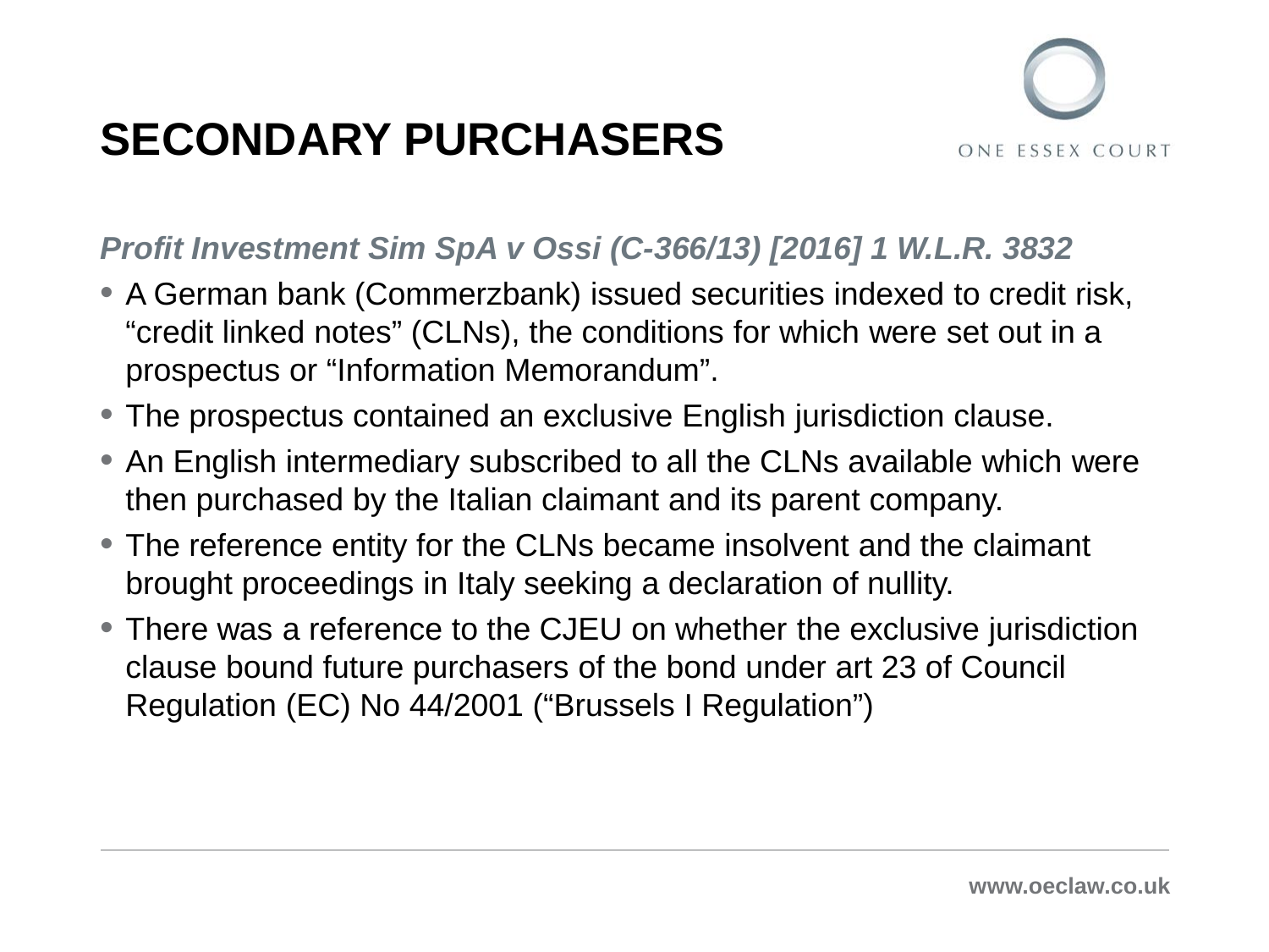# SECONDARY PURCHASERS

***Profit Investment Sim SpA v Ossi (C-366/13) [2016] 1 W.L.R. 3832***

- A German bank (Commerzbank) issued securities indexed to credit risk, “credit linked notes” (CLNs), the conditions for which were set out in a prospectus or “Information Memorandum”.
- The prospectus contained an exclusive English jurisdiction clause.
- An English intermediary subscribed to all the CLNs available which were then purchased by the Italian claimant and its parent company.
- The reference entity for the CLNs became insolvent and the claimant brought proceedings in Italy seeking a declaration of nullity.
- There was a reference to the CJEU on whether the exclusive jurisdiction clause bound future purchasers of the bond under art 23 of Council Regulation (EC) No 44/2001 (“Brussels I Regulation”)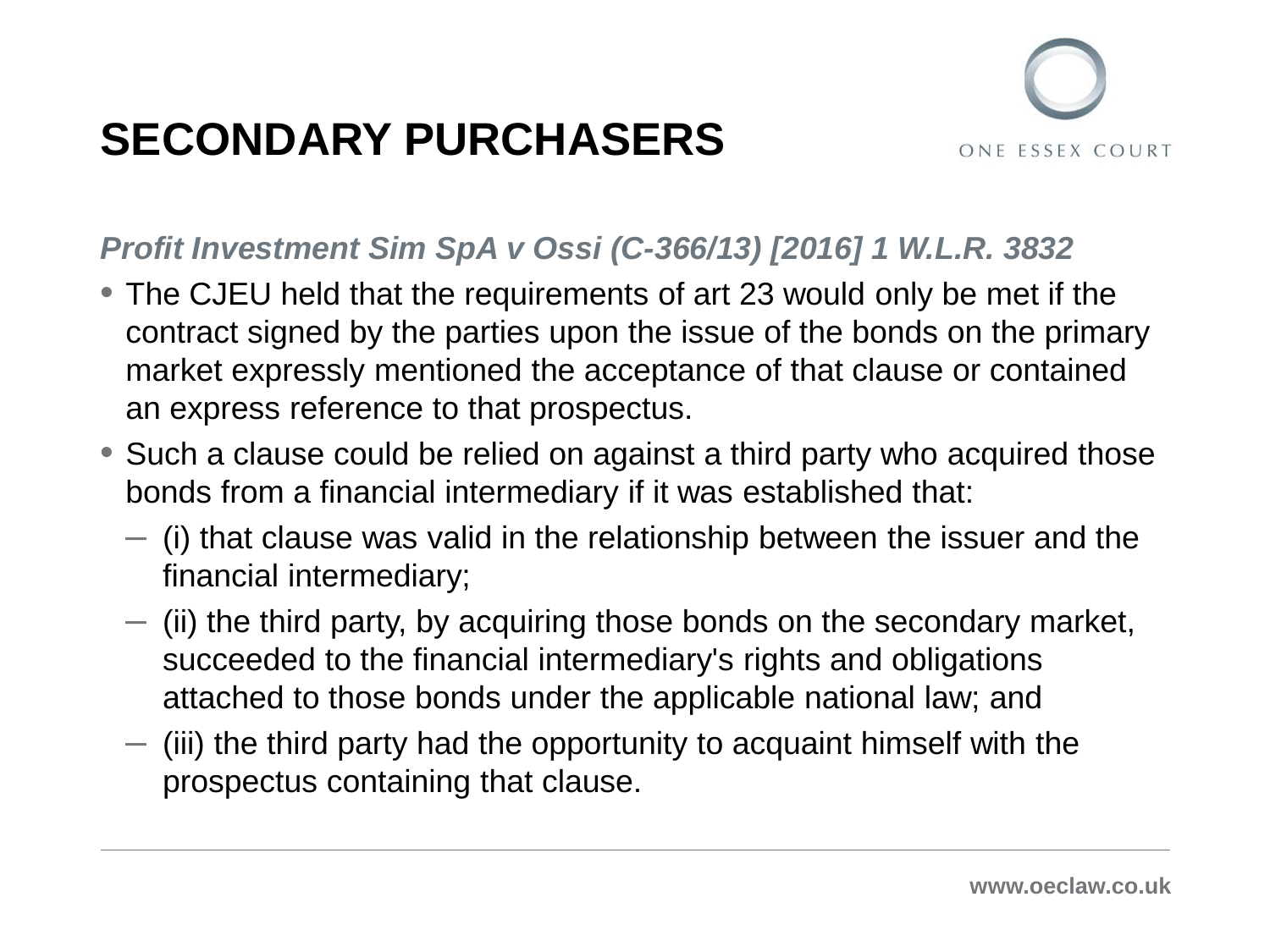# SECONDARY PURCHASERS

***Profit Investment Sim SpA v Ossi (C-366/13) [2016] 1 W.L.R. 3832***

- The CJEU held that the requirements of art 23 would only be met if the contract signed by the parties upon the issue of the bonds on the primary market expressly mentioned the acceptance of that clause or contained an express reference to that prospectus.
- Such a clause could be relied on against a third party who acquired those bonds from a financial intermediary if it was established that:
  - (i) that clause was valid in the relationship between the issuer and the financial intermediary;
  - (ii) the third party, by acquiring those bonds on the secondary market, succeeded to the financial intermediary's rights and obligations attached to those bonds under the applicable national law; and
  - (iii) the third party had the opportunity to acquaint himself with the prospectus containing that clause.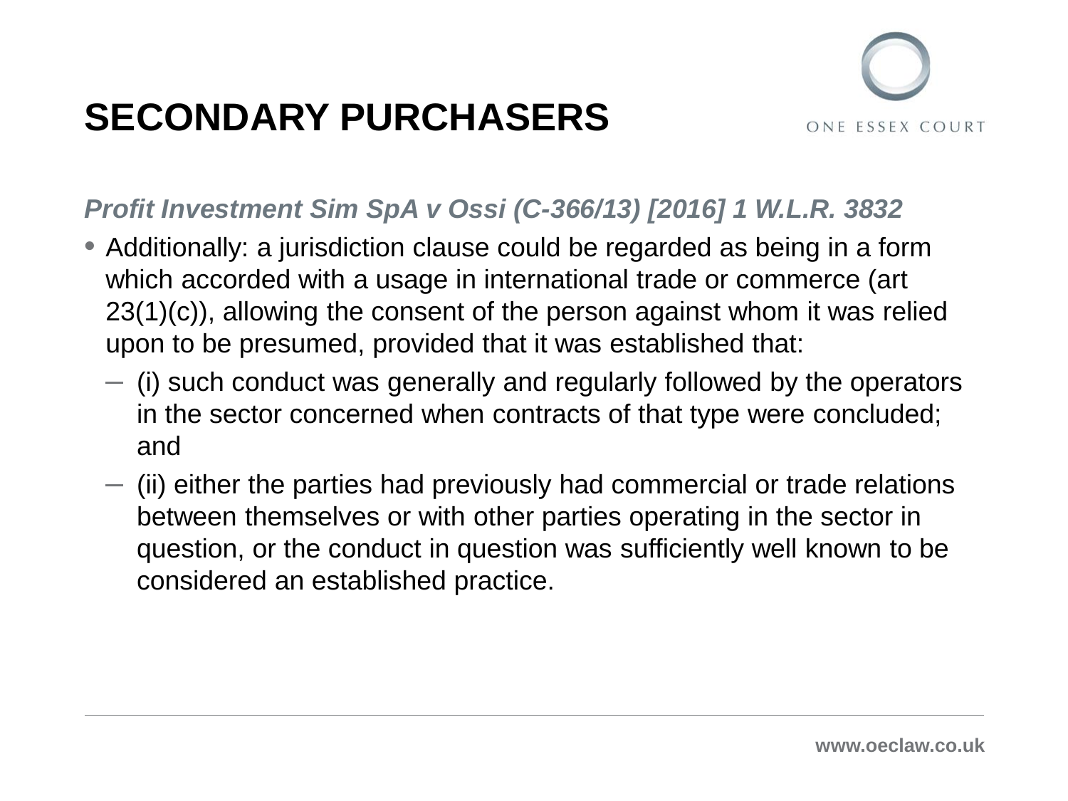# SECONDARY PURCHASERS

***Profit Investment Sim SpA v Ossi (C-366/13) [2016] 1 W.L.R. 3832***

- Additionally: a jurisdiction clause could be regarded as being in a form which accorded with a usage in international trade or commerce (art 23(1)(c)), allowing the consent of the person against whom it was relied upon to be presumed, provided that it was established that:
  - (i) such conduct was generally and regularly followed by the operators in the sector concerned when contracts of that type were concluded; and
  - (ii) either the parties had previously had commercial or trade relations between themselves or with other parties operating in the sector in question, or the conduct in question was sufficiently well known to be considered an established practice.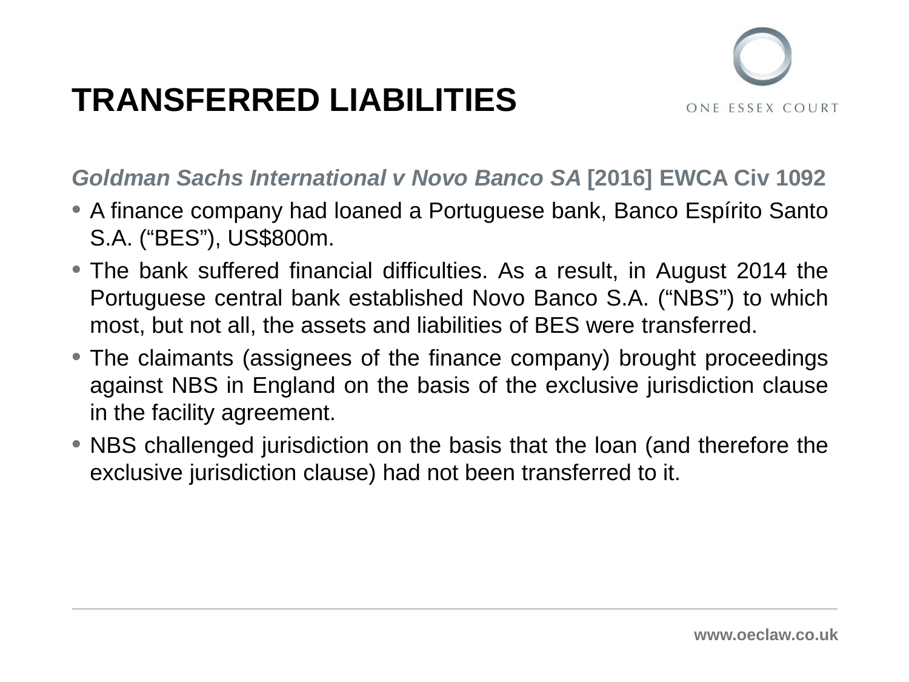# TRANSFERRED LIABILITIES

***Goldman Sachs International v Novo Banco SA* [2016] EWCA Civ 1092**

- A finance company had loaned a Portuguese bank, Banco Espírito Santo S.A. ("BES"), US$800m.
- The bank suffered financial difficulties. As a result, in August 2014 the Portuguese central bank established Novo Banco S.A. ("NBS") to which most, but not all, the assets and liabilities of BES were transferred.
- The claimants (assignees of the finance company) brought proceedings against NBS in England on the basis of the exclusive jurisdiction clause in the facility agreement.
- NBS challenged jurisdiction on the basis that the loan (and therefore the exclusive jurisdiction clause) had not been transferred to it.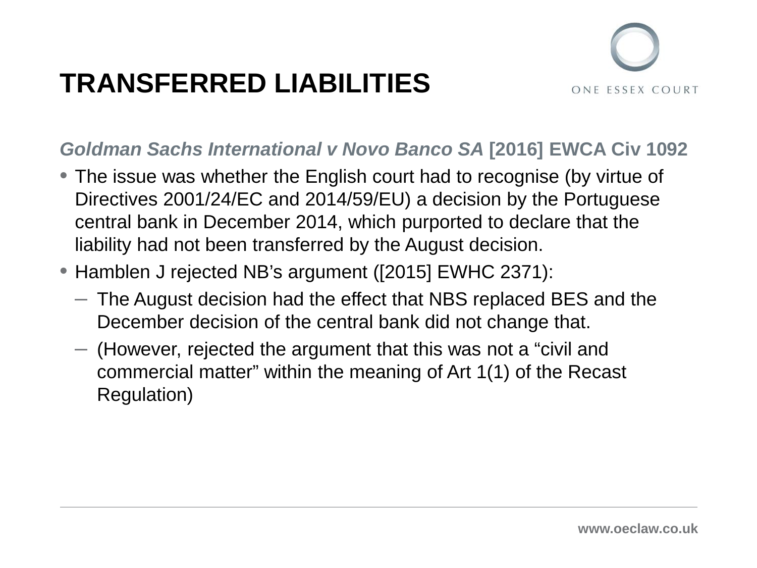# TRANSFERRED LIABILITIES

***Goldman Sachs International v Novo Banco SA*** **[2016] EWCA Civ 1092**

- The issue was whether the English court had to recognise (by virtue of Directives 2001/24/EC and 2014/59/EU) a decision by the Portuguese central bank in December 2014, which purported to declare that the liability had not been transferred by the August decision.
- Hamblen J rejected NB's argument ([2015] EWHC 2371):
  - The August decision had the effect that NBS replaced BES and the December decision of the central bank did not change that.
  - (However, rejected the argument that this was not a "civil and commercial matter" within the meaning of Art 1(1) of the Recast Regulation)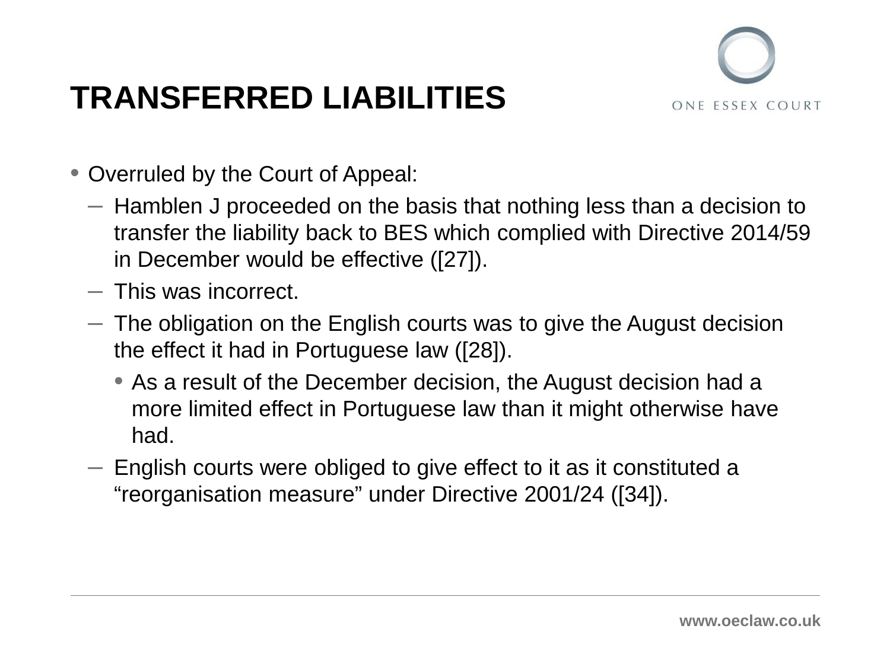# TRANSFERRED LIABILITIES

- Overruled by the Court of Appeal:
  - Hamblen J proceeded on the basis that nothing less than a decision to transfer the liability back to BES which complied with Directive 2014/59 in December would be effective ([27]).
  - This was incorrect.
  - The obligation on the English courts was to give the August decision the effect it had in Portuguese law ([28]).
    - As a result of the December decision, the August decision had a more limited effect in Portuguese law than it might otherwise have had.
  - English courts were obliged to give effect to it as it constituted a "reorganisation measure" under Directive 2001/24 ([34]).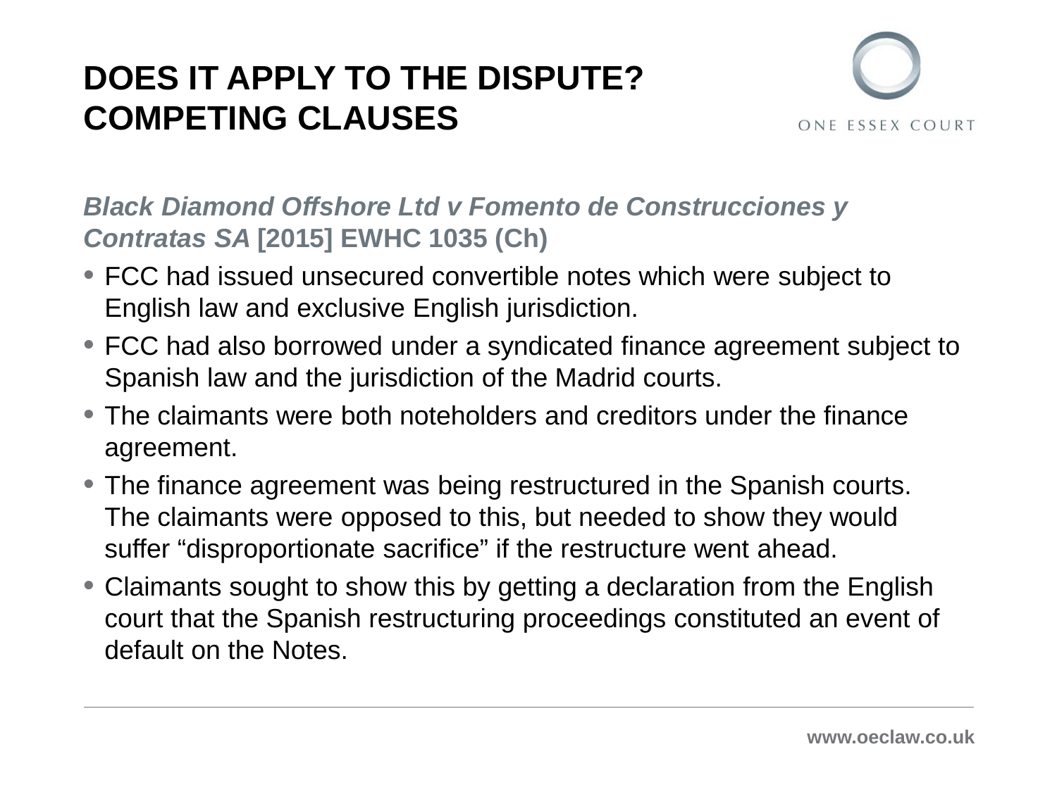# DOES IT APPLY TO THE DISPUTE? COMPETING CLAUSES

***Black Diamond Offshore Ltd v Fomento de Construcciones y Contratas SA* [2015] EWHC 1035 (Ch)**

- FCC had issued unsecured convertible notes which were subject to English law and exclusive English jurisdiction.
- FCC had also borrowed under a syndicated finance agreement subject to Spanish law and the jurisdiction of the Madrid courts.
- The claimants were both noteholders and creditors under the finance agreement.
- The finance agreement was being restructured in the Spanish courts. The claimants were opposed to this, but needed to show they would suffer "disproportionate sacrifice" if the restructure went ahead.
- Claimants sought to show this by getting a declaration from the English court that the Spanish restructuring proceedings constituted an event of default on the Notes.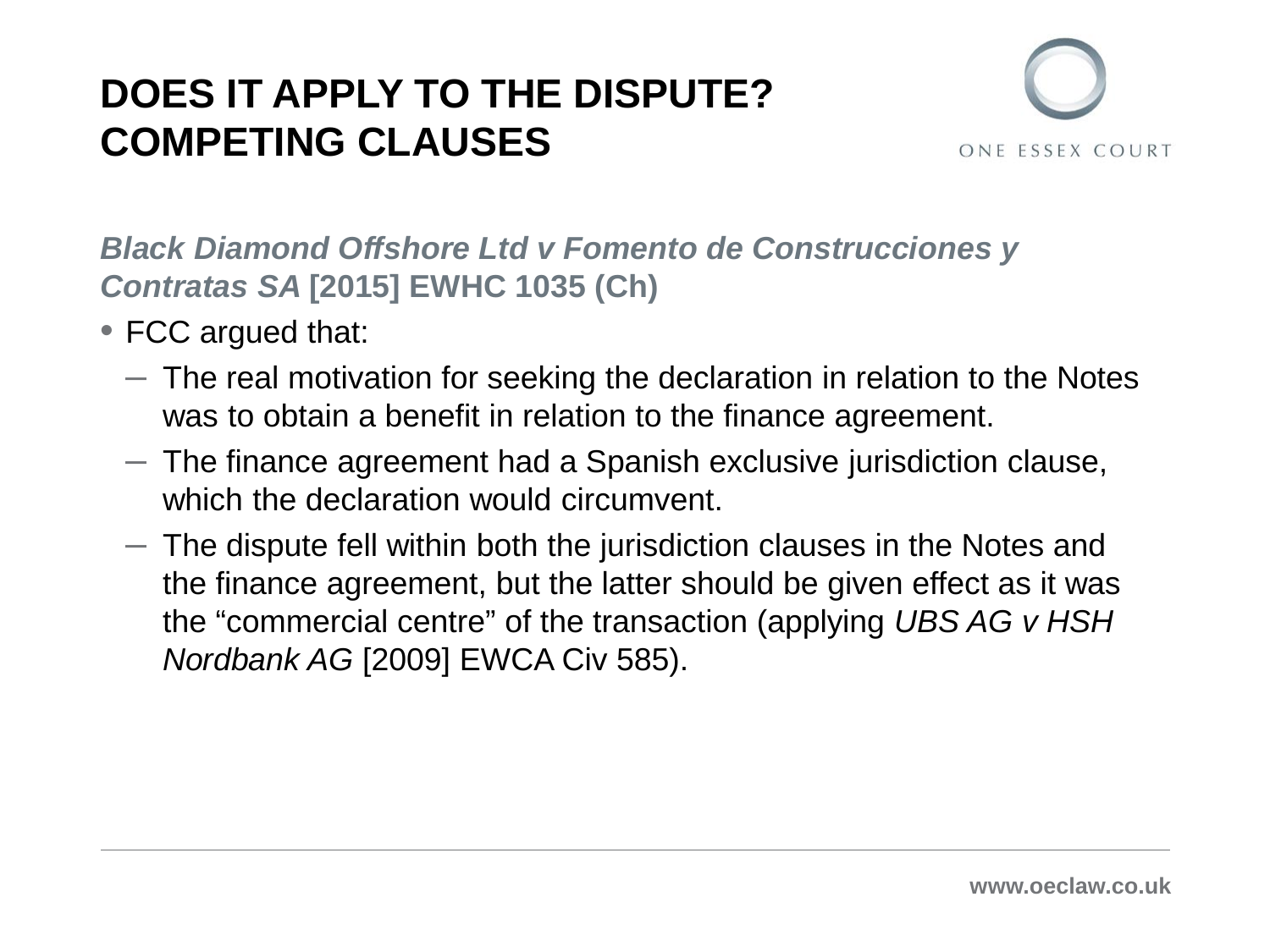# DOES IT APPLY TO THE DISPUTE? COMPETING CLAUSES

***Black Diamond Offshore Ltd v Fomento de Construcciones y Contratas SA* [2015] EWHC 1035 (Ch)**

- FCC argued that:
  - The real motivation for seeking the declaration in relation to the Notes was to obtain a benefit in relation to the finance agreement.
  - The finance agreement had a Spanish exclusive jurisdiction clause, which the declaration would circumvent.
  - The dispute fell within both the jurisdiction clauses in the Notes and the finance agreement, but the latter should be given effect as it was the "commercial centre" of the transaction (applying *UBS AG v HSH Nordbank AG* [2009] EWCA Civ 585).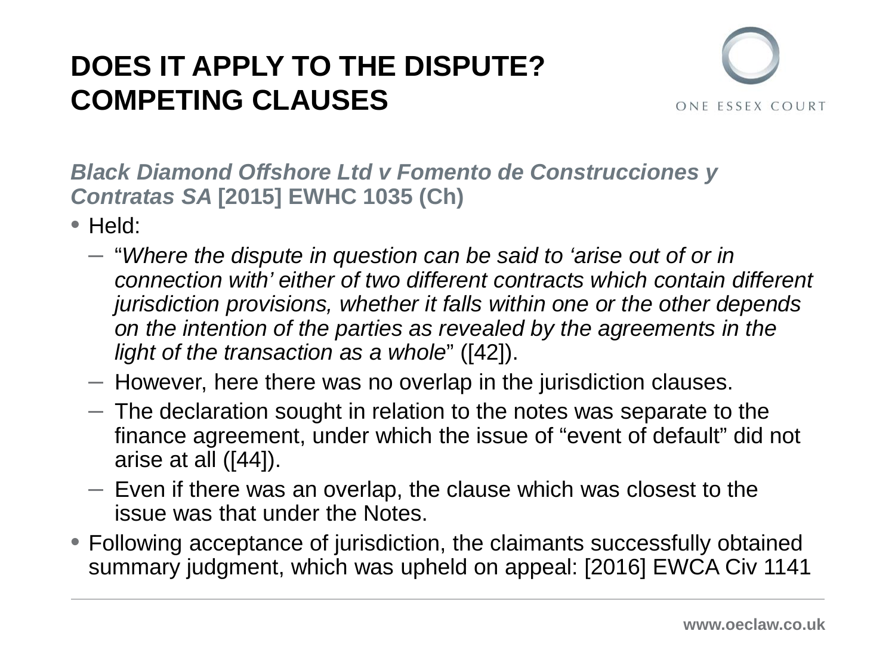# DOES IT APPLY TO THE DISPUTE? COMPETING CLAUSES

***Black Diamond Offshore Ltd v Fomento de Construcciones y Contratas SA* [2015] EWHC 1035 (Ch)**

- Held:
  - "*Where the dispute in question can be said to 'arise out of or in connection with' either of two different contracts which contain different jurisdiction provisions, whether it falls within one or the other depends on the intention of the parties as revealed by the agreements in the light of the transaction as a whole*" ([42]).
  - However, here there was no overlap in the jurisdiction clauses.
  - The declaration sought in relation to the notes was separate to the finance agreement, under which the issue of "event of default" did not arise at all ([44]).
  - Even if there was an overlap, the clause which was closest to the issue was that under the Notes.
- Following acceptance of jurisdiction, the claimants successfully obtained summary judgment, which was upheld on appeal: [2016] EWCA Civ 1141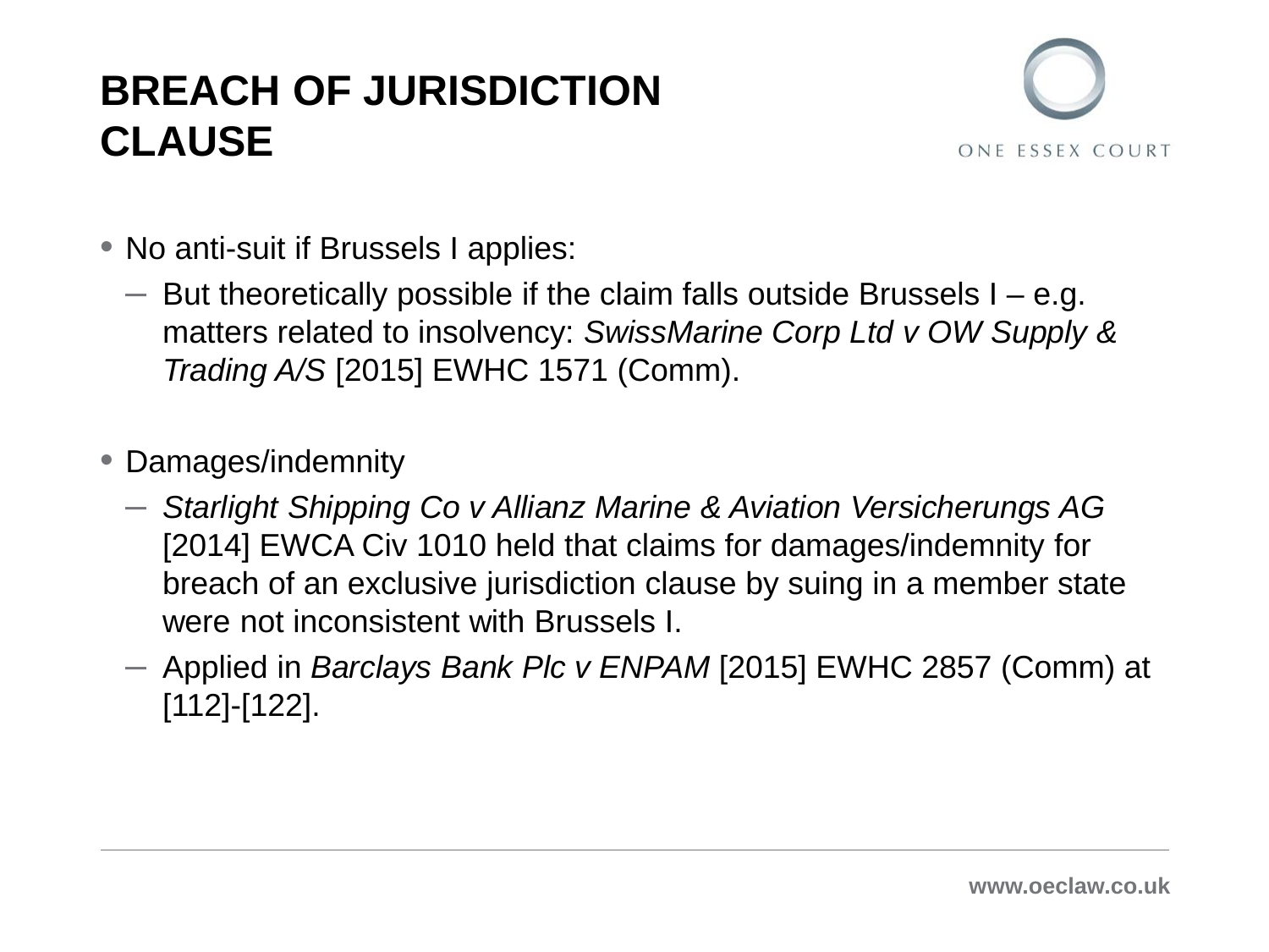# BREACH OF JURISDICTION CLAUSE

- No anti-suit if Brussels I applies:
  - But theoretically possible if the claim falls outside Brussels I – e.g. matters related to insolvency: *SwissMarine Corp Ltd v OW Supply & Trading A/S* [2015] EWHC 1571 (Comm).

- Damages/indemnity
  - *Starlight Shipping Co v Allianz Marine & Aviation Versicherungs AG* [2014] EWCA Civ 1010 held that claims for damages/indemnity for breach of an exclusive jurisdiction clause by suing in a member state were not inconsistent with Brussels I.
  - Applied in *Barclays Bank Plc v ENPAM* [2015] EWHC 2857 (Comm) at [112]-[122].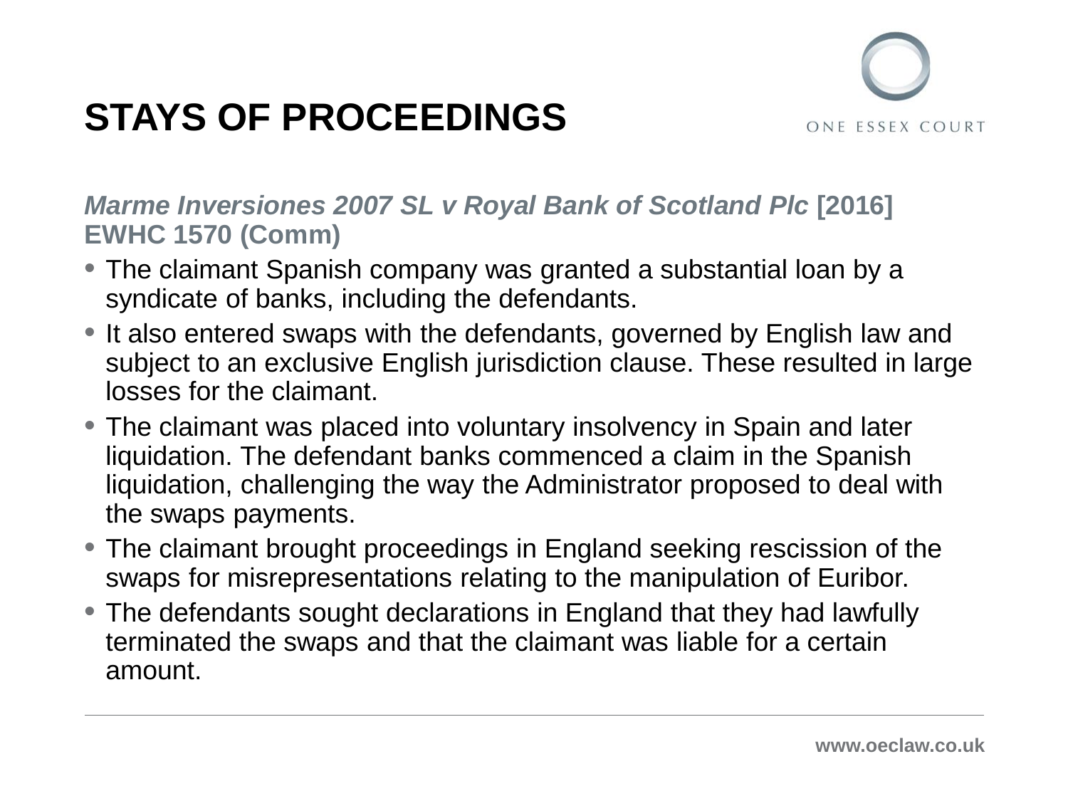# STAYS OF PROCEEDINGS

***Marme Inversiones 2007 SL v Royal Bank of Scotland Plc* [2016] EWHC 1570 (Comm)**

- The claimant Spanish company was granted a substantial loan by a syndicate of banks, including the defendants.
- It also entered swaps with the defendants, governed by English law and subject to an exclusive English jurisdiction clause. These resulted in large losses for the claimant.
- The claimant was placed into voluntary insolvency in Spain and later liquidation. The defendant banks commenced a claim in the Spanish liquidation, challenging the way the Administrator proposed to deal with the swaps payments.
- The claimant brought proceedings in England seeking rescission of the swaps for misrepresentations relating to the manipulation of Euribor.
- The defendants sought declarations in England that they had lawfully terminated the swaps and that the claimant was liable for a certain amount.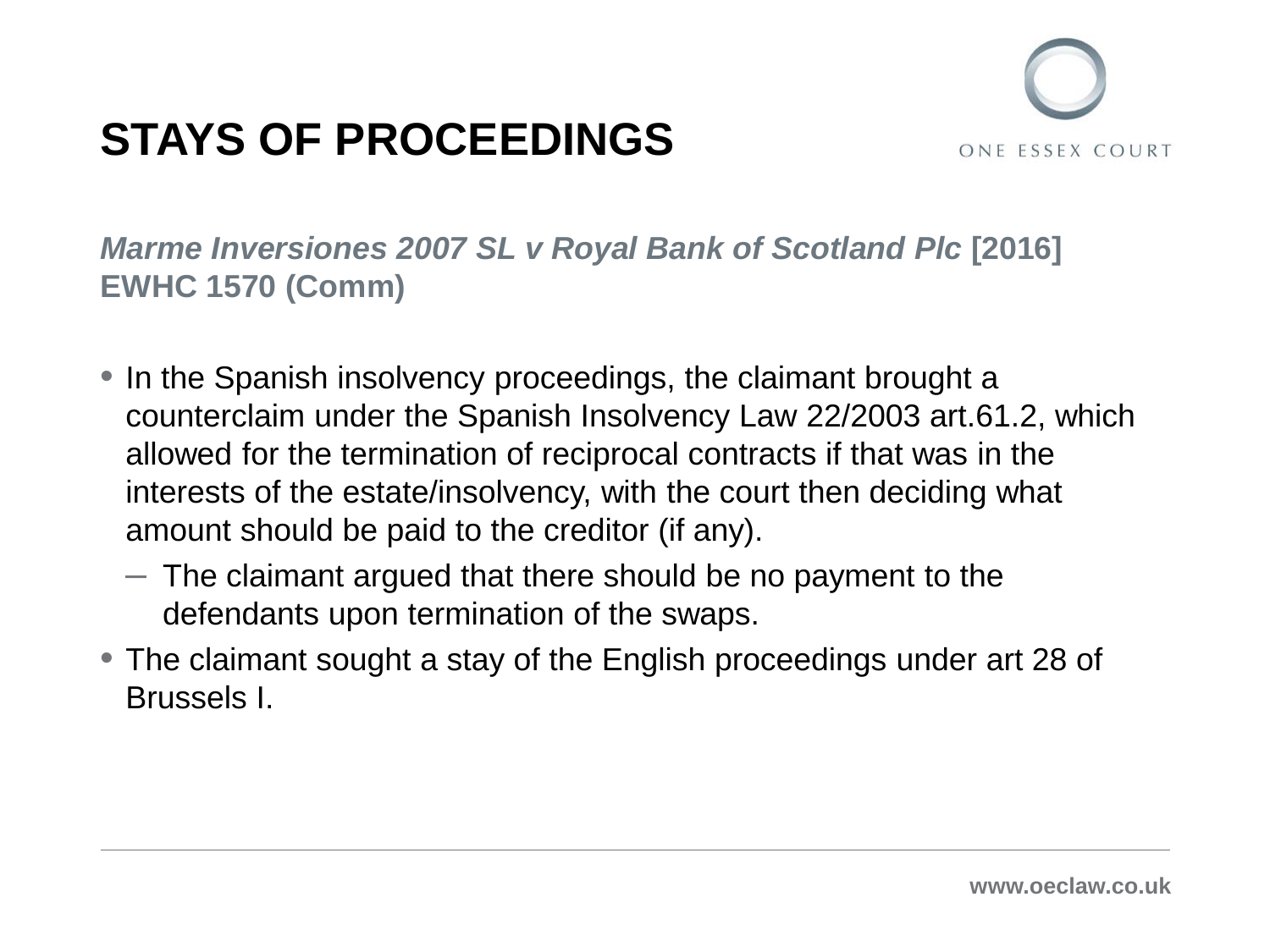# STAYS OF PROCEEDINGS

***Marme Inversiones 2007 SL v Royal Bank of Scotland Plc* [2016] EWHC 1570 (Comm)**

- In the Spanish insolvency proceedings, the claimant brought a counterclaim under the Spanish Insolvency Law 22/2003 art.61.2, which allowed for the termination of reciprocal contracts if that was in the interests of the estate/insolvency, with the court then deciding what amount should be paid to the creditor (if any).
  - The claimant argued that there should be no payment to the defendants upon termination of the swaps.
- The claimant sought a stay of the English proceedings under art 28 of Brussels I.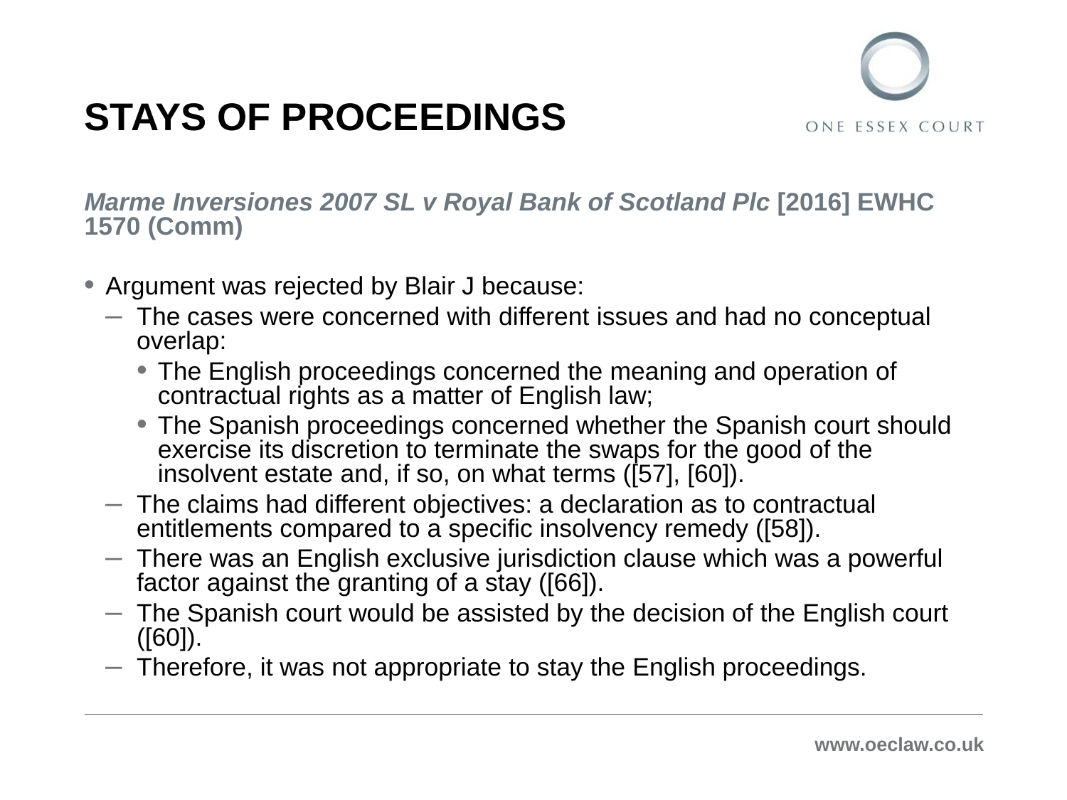# STAYS OF PROCEEDINGS

***Marme Inversiones 2007 SL v Royal Bank of Scotland Plc* [2016] EWHC 1570 (Comm)**

- Argument was rejected by Blair J because:
  - The cases were concerned with different issues and had no conceptual overlap:
    - The English proceedings concerned the meaning and operation of contractual rights as a matter of English law;
    - The Spanish proceedings concerned whether the Spanish court should exercise its discretion to terminate the swaps for the good of the insolvent estate and, if so, on what terms ([57], [60]).
  - The claims had different objectives: a declaration as to contractual entitlements compared to a specific insolvency remedy ([58]).
  - There was an English exclusive jurisdiction clause which was a powerful factor against the granting of a stay ([66]).
  - The Spanish court would be assisted by the decision of the English court ([60]).
  - Therefore, it was not appropriate to stay the English proceedings.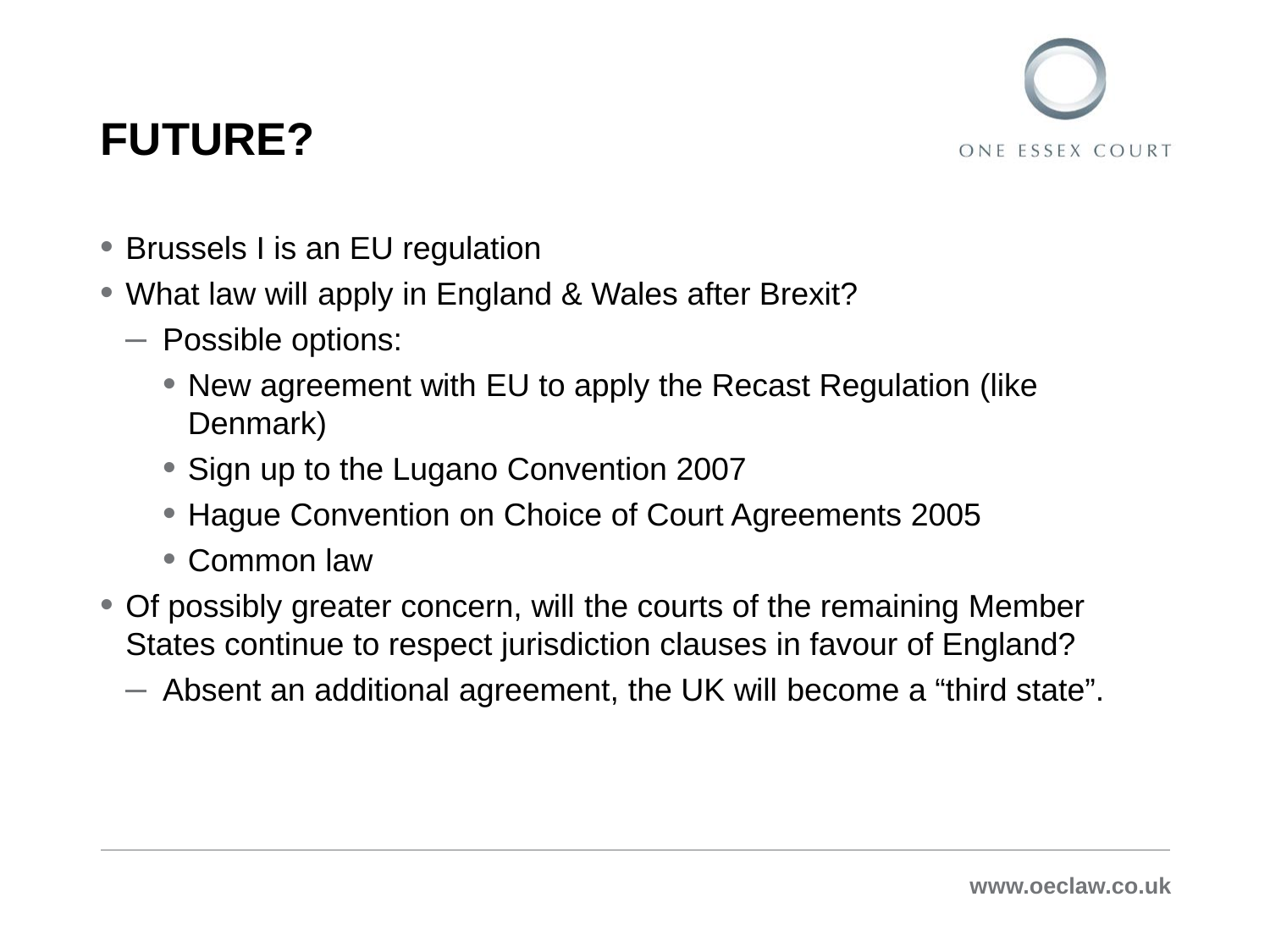# FUTURE?

- Brussels I is an EU regulation
- What law will apply in England & Wales after Brexit?
  - Possible options:
    - New agreement with EU to apply the Recast Regulation (like Denmark)
    - Sign up to the Lugano Convention 2007
    - Hague Convention on Choice of Court Agreements 2005
    - Common law
- Of possibly greater concern, will the courts of the remaining Member States continue to respect jurisdiction clauses in favour of England?
  - Absent an additional agreement, the UK will become a “third state”.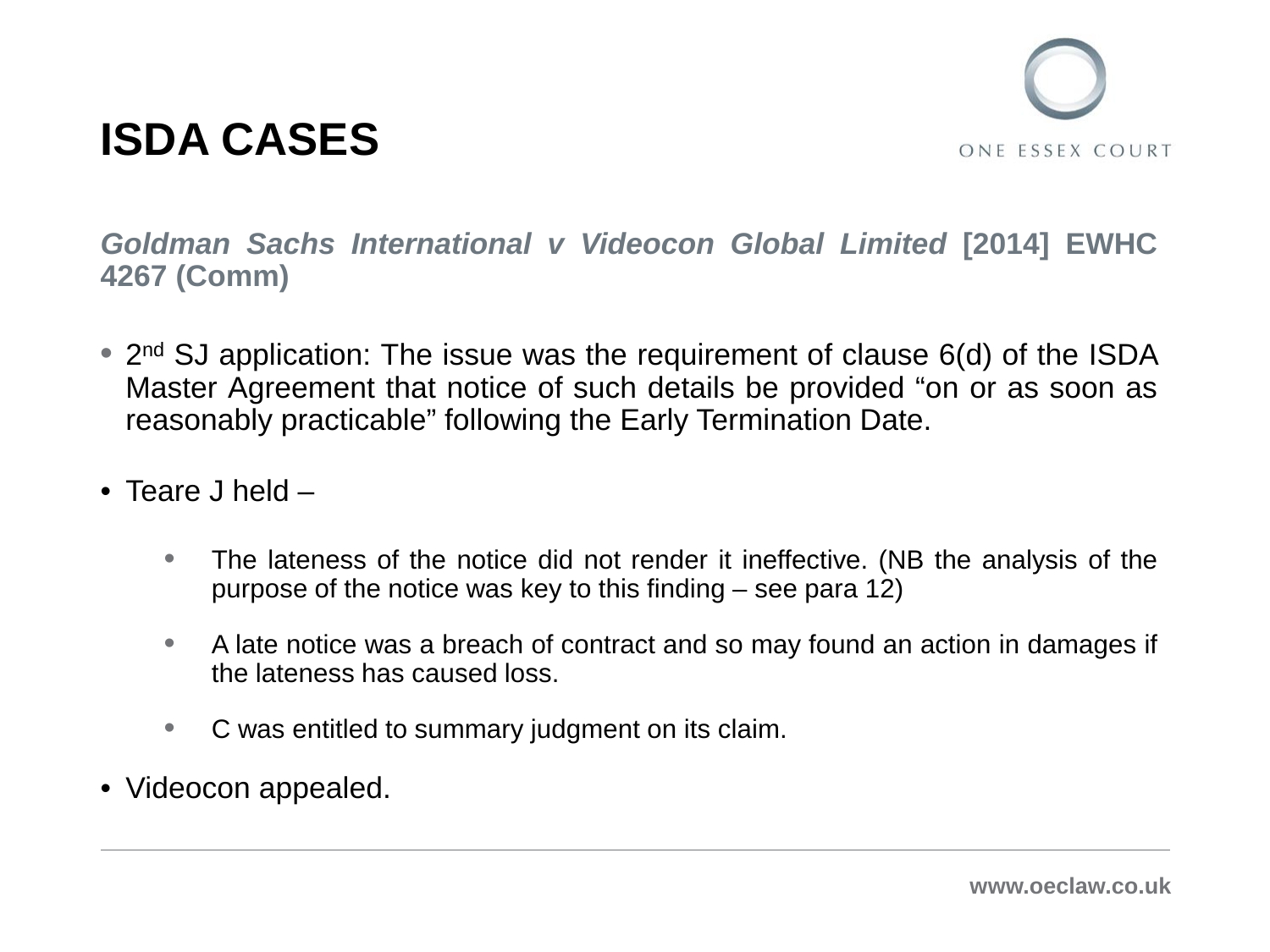# ISDA CASES

***Goldman Sachs International v Videocon Global Limited* [2014] EWHC 4267 (Comm)**

- 2nd SJ application: The issue was the requirement of clause 6(d) of the ISDA Master Agreement that notice of such details be provided “on or as soon as reasonably practicable” following the Early Termination Date.
- Teare J held –
  - The lateness of the notice did not render it ineffective. (NB the analysis of the purpose of the notice was key to this finding – see para 12)
  - A late notice was a breach of contract and so may found an action in damages if the lateness has caused loss.
  - C was entitled to summary judgment on its claim.
- Videocon appealed.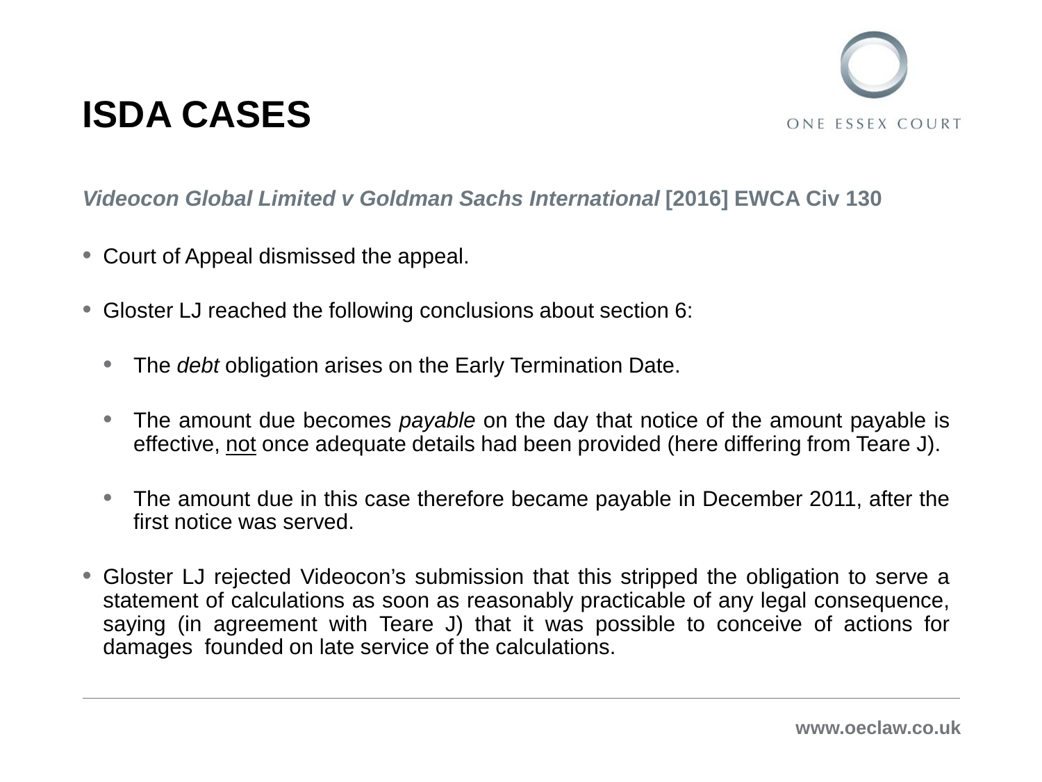# ISDA CASES

***Videocon Global Limited v Goldman Sachs International* [2016] EWCA Civ 130**

- Court of Appeal dismissed the appeal.
- Gloster LJ reached the following conclusions about section 6:
  - The *debt* obligation arises on the Early Termination Date.
  - The amount due becomes *payable* on the day that notice of the amount payable is effective, <u>not</u> once adequate details had been provided (here differing from Teare J).
  - The amount due in this case therefore became payable in December 2011, after the first notice was served.
- Gloster LJ rejected Videocon's submission that this stripped the obligation to serve a statement of calculations as soon as reasonably practicable of any legal consequence, saying (in agreement with Teare J) that it was possible to conceive of actions for damages founded on late service of the calculations.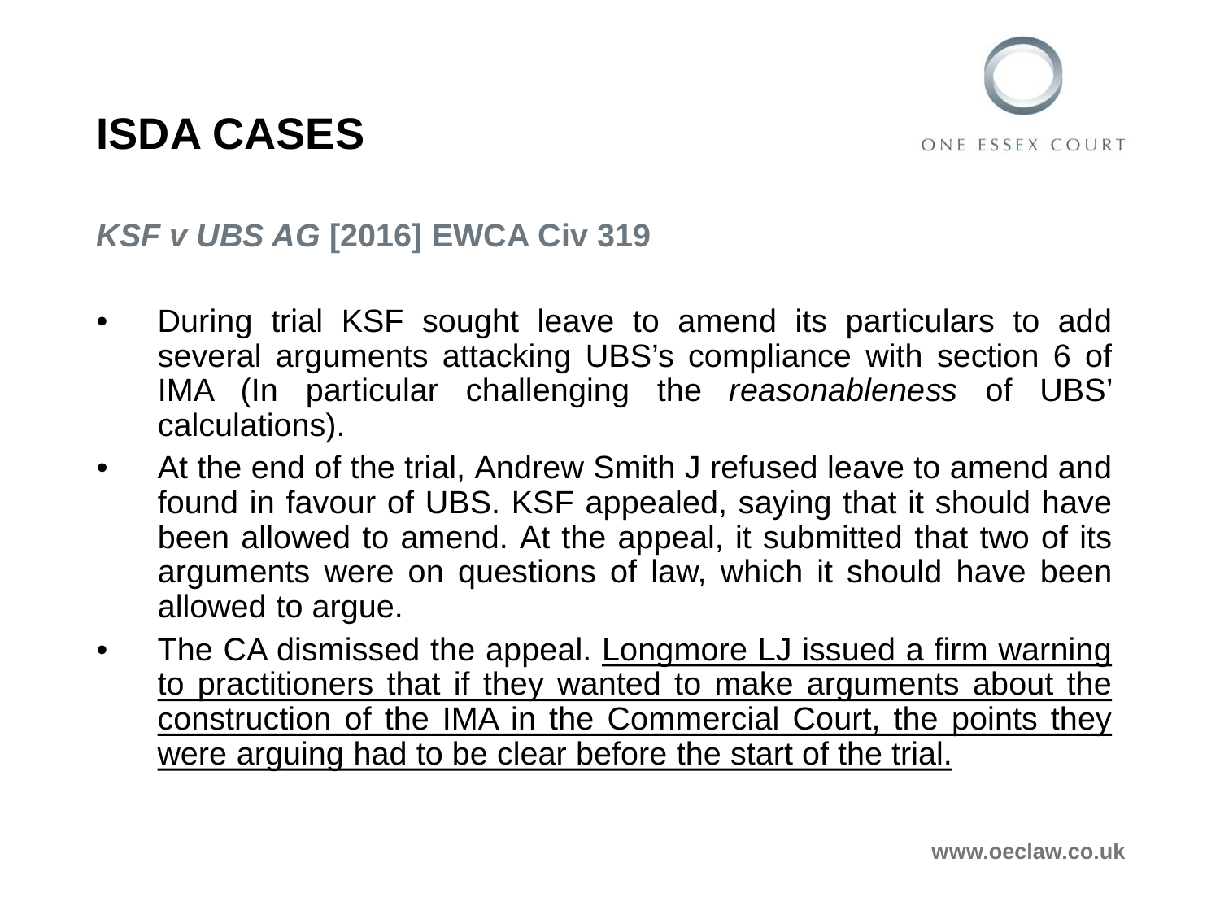# ISDA CASES

### *KSF v UBS AG* [2016] EWCA Civ 319

- During trial KSF sought leave to amend its particulars to add several arguments attacking UBS's compliance with section 6 of IMA (In particular challenging the *reasonableness* of UBS' calculations).
- At the end of the trial, Andrew Smith J refused leave to amend and found in favour of UBS. KSF appealed, saying that it should have been allowed to amend. At the appeal, it submitted that two of its arguments were on questions of law, which it should have been allowed to argue.
- The CA dismissed the appeal. <u>Longmore LJ issued a firm warning to practitioners that if they wanted to make arguments about the construction of the IMA in the Commercial Court, the points they were arguing had to be clear before the start of the trial.</u>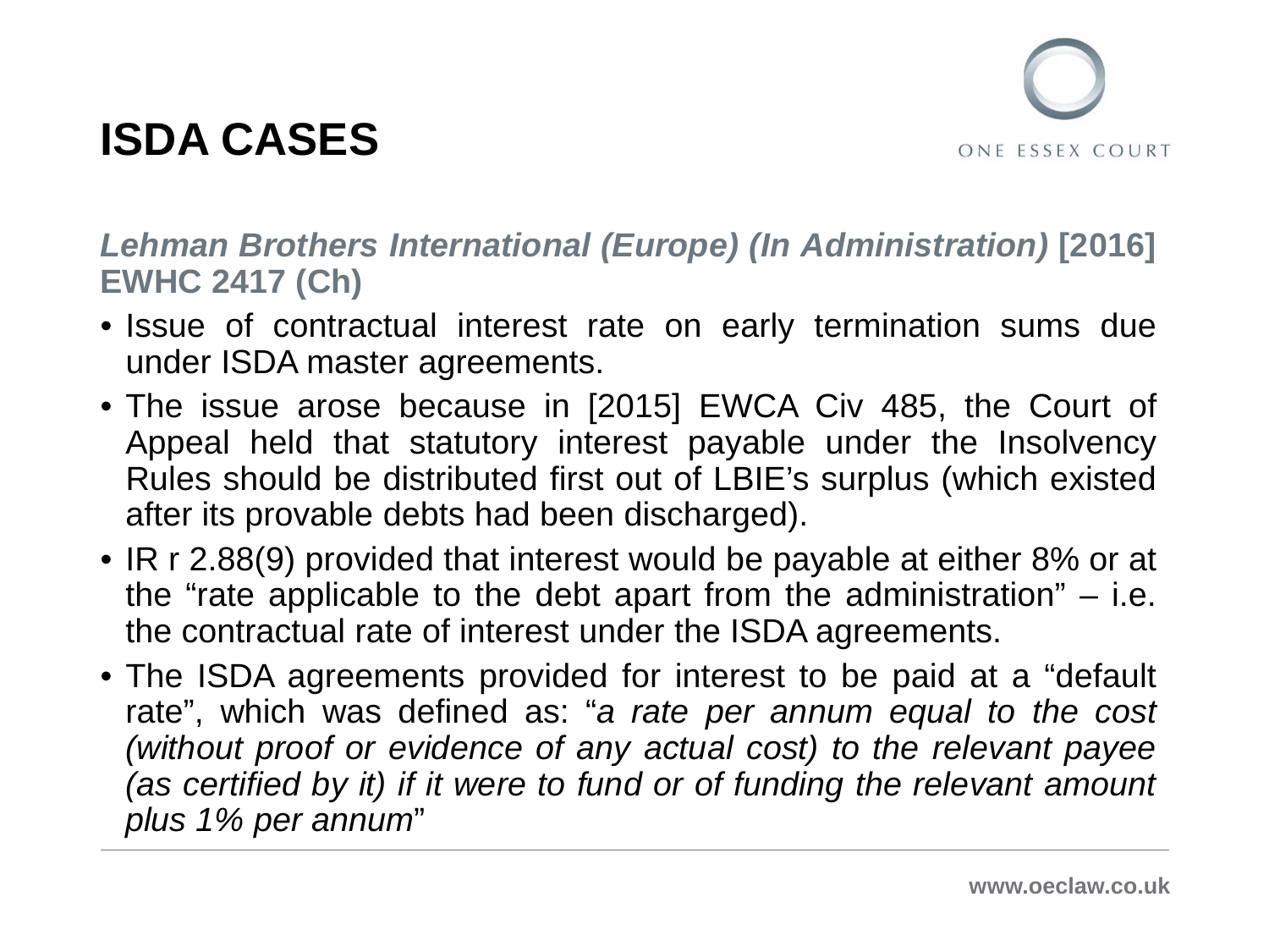# ISDA CASES

***Lehman Brothers International (Europe) (In Administration)* [2016] EWHC 2417 (Ch)**

- Issue of contractual interest rate on early termination sums due under ISDA master agreements.
- The issue arose because in [2015] EWCA Civ 485, the Court of Appeal held that statutory interest payable under the Insolvency Rules should be distributed first out of LBIE's surplus (which existed after its provable debts had been discharged).
- IR r 2.88(9) provided that interest would be payable at either 8% or at the "rate applicable to the debt apart from the administration" – i.e. the contractual rate of interest under the ISDA agreements.
- The ISDA agreements provided for interest to be paid at a "default rate", which was defined as: "*a rate per annum equal to the cost (without proof or evidence of any actual cost) to the relevant payee (as certified by it) if it were to fund or of funding the relevant amount plus 1% per annum*"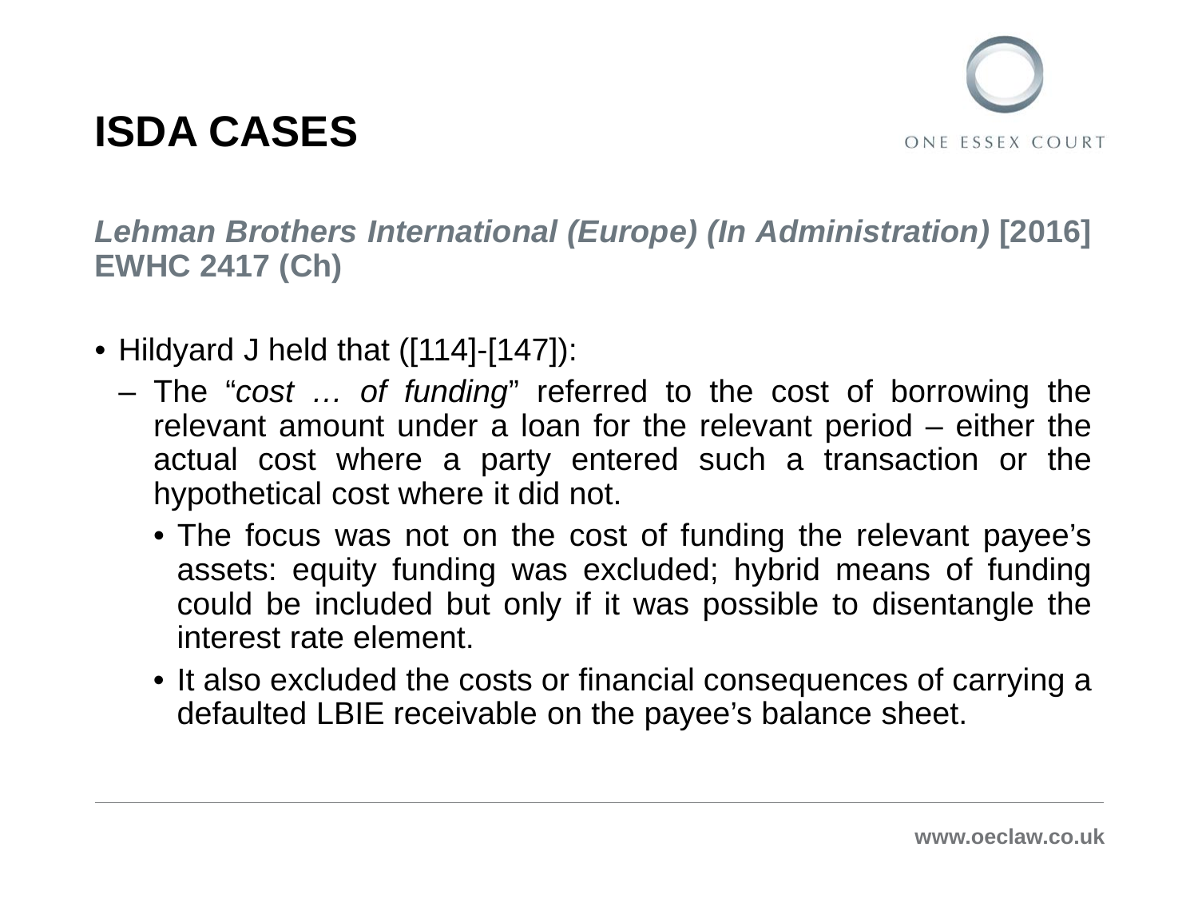# ISDA CASES

***Lehman Brothers International (Europe) (In Administration)* [2016] EWHC 2417 (Ch)**

- Hildyard J held that ([114]-[147]):
  - The "*cost … of funding*" referred to the cost of borrowing the relevant amount under a loan for the relevant period – either the actual cost where a party entered such a transaction or the hypothetical cost where it did not.
    - The focus was not on the cost of funding the relevant payee's assets: equity funding was excluded; hybrid means of funding could be included but only if it was possible to disentangle the interest rate element.
    - It also excluded the costs or financial consequences of carrying a defaulted LBIE receivable on the payee's balance sheet.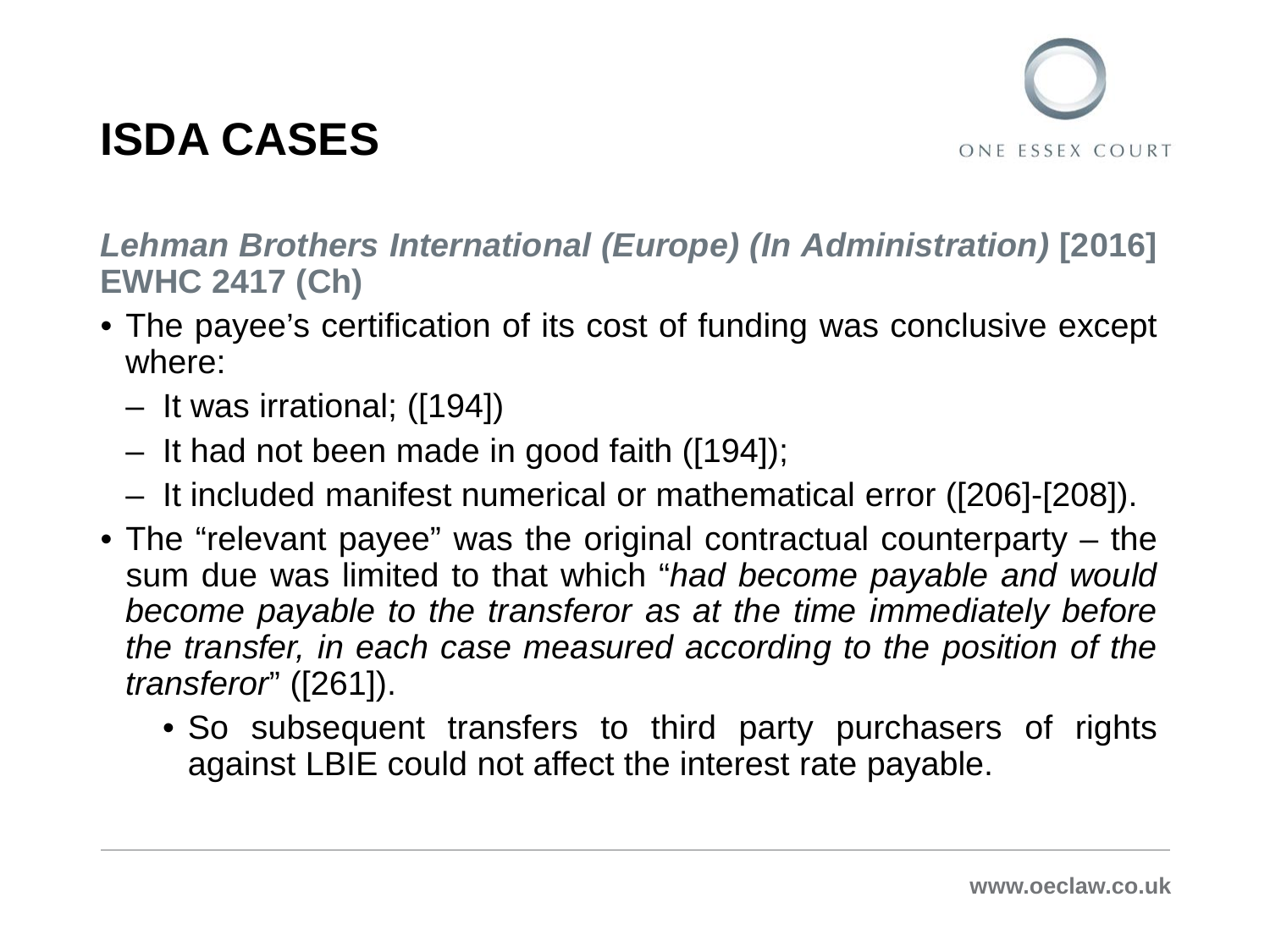# ISDA CASES

***Lehman Brothers International (Europe) (In Administration)* [2016] EWHC 2417 (Ch)**

- The payee's certification of its cost of funding was conclusive except where:
  - It was irrational; ([194])
  - It had not been made in good faith ([194]);
  - It included manifest numerical or mathematical error ([206]-[208]).
- The "relevant payee" was the original contractual counterparty – the sum due was limited to that which "*had become payable and would become payable to the transferor as at the time immediately before the transfer, in each case measured according to the position of the transferor*" ([261]).
  - So subsequent transfers to third party purchasers of rights against LBIE could not affect the interest rate payable.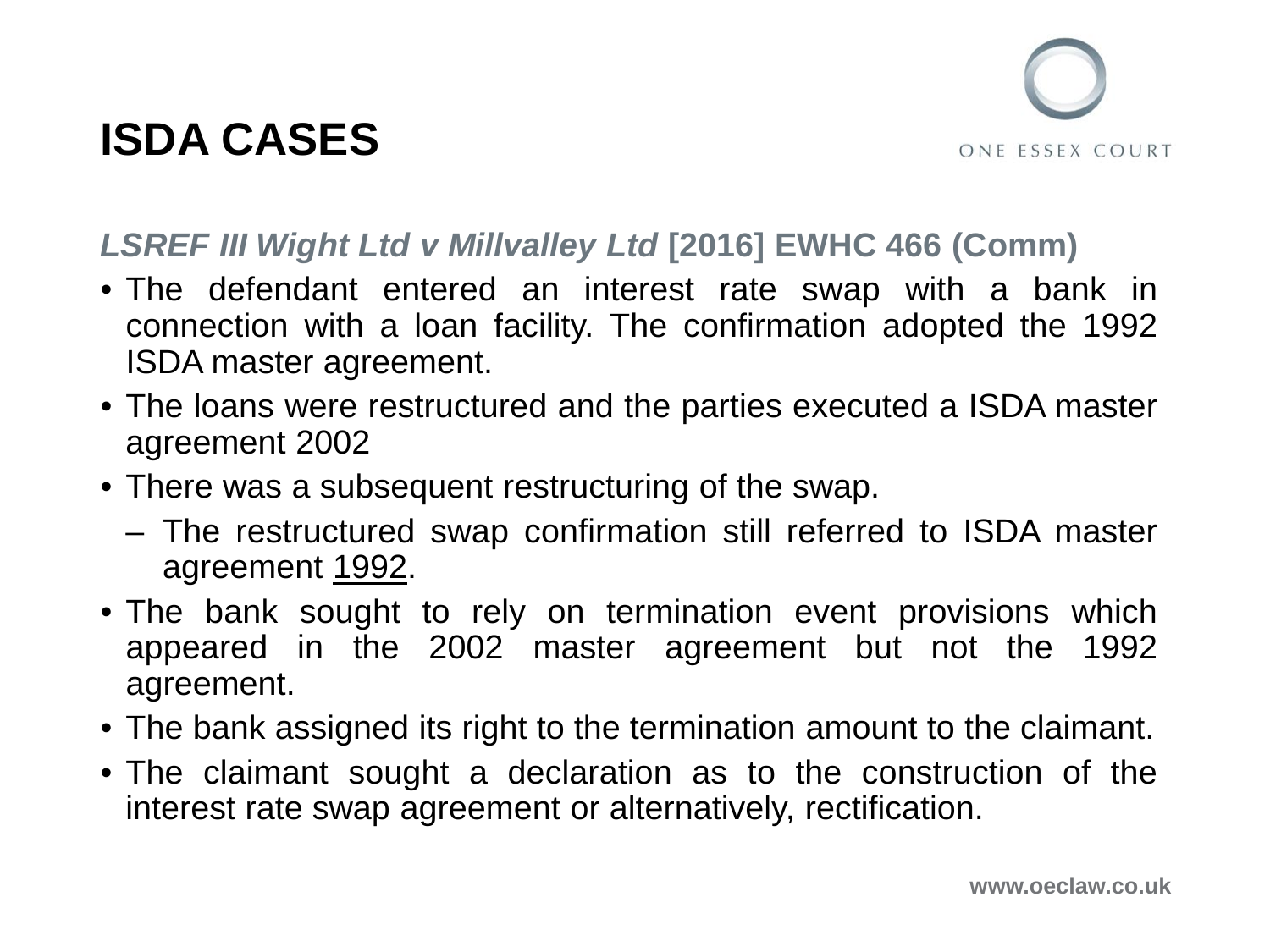# ISDA CASES

***LSREF III Wight Ltd v Millvalley Ltd*** **[2016] EWHC 466 (Comm)**

- The defendant entered an interest rate swap with a bank in connection with a loan facility. The confirmation adopted the 1992 ISDA master agreement.
- The loans were restructured and the parties executed a ISDA master agreement 2002
- There was a subsequent restructuring of the swap.
  - The restructured swap confirmation still referred to ISDA master agreement 1992.
- The bank sought to rely on termination event provisions which appeared in the 2002 master agreement but not the 1992 agreement.
- The bank assigned its right to the termination amount to the claimant.
- The claimant sought a declaration as to the construction of the interest rate swap agreement or alternatively, rectification.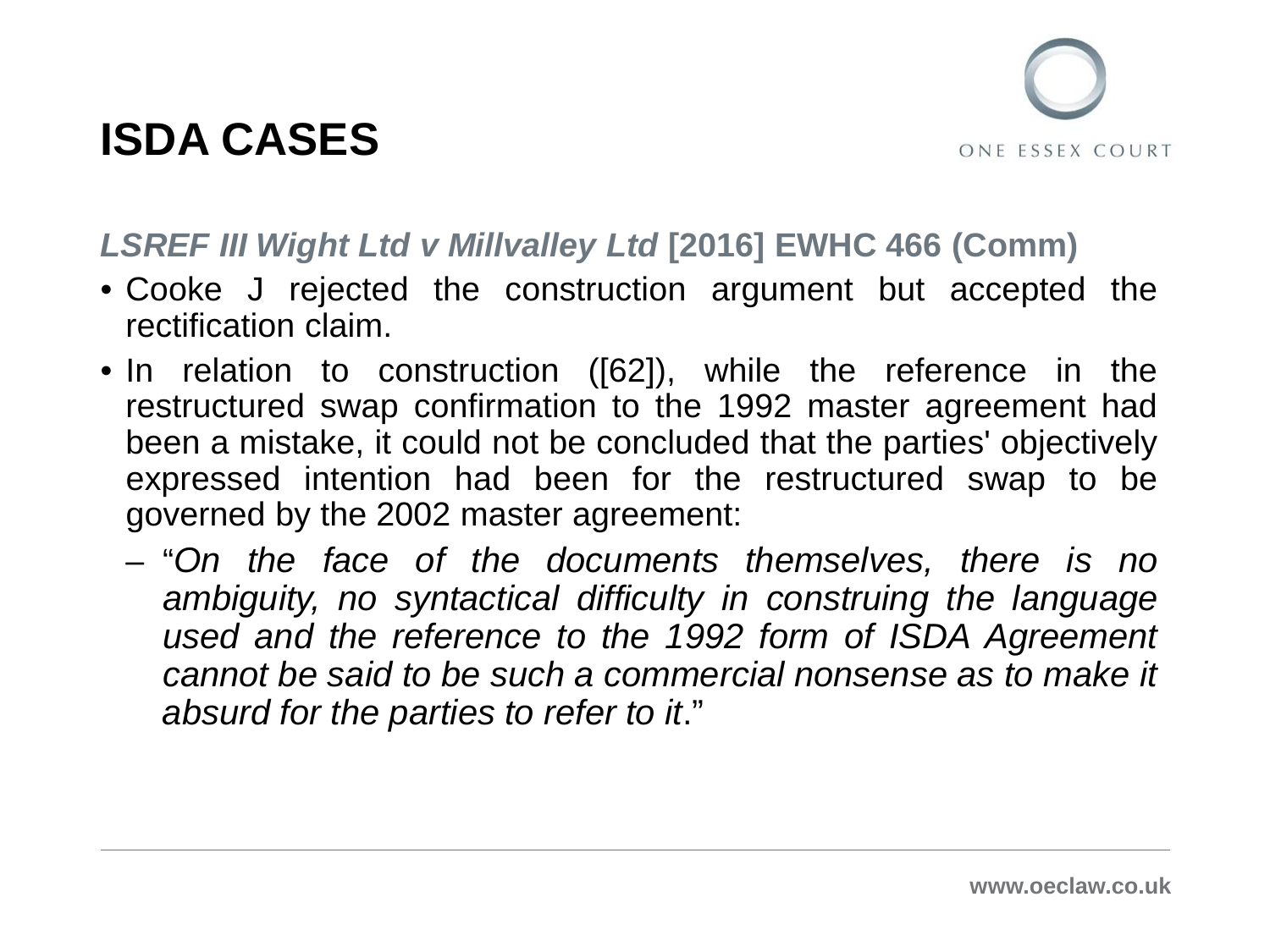# ISDA CASES

***LSREF III Wight Ltd v Millvalley Ltd*** **[2016] EWHC 466 (Comm)**

- Cooke J rejected the construction argument but accepted the rectification claim.
- In relation to construction ([62]), while the reference in the restructured swap confirmation to the 1992 master agreement had been a mistake, it could not be concluded that the parties' objectively expressed intention had been for the restructured swap to be governed by the 2002 master agreement:
  - "*On the face of the documents themselves, there is no ambiguity, no syntactical difficulty in construing the language used and the reference to the 1992 form of ISDA Agreement cannot be said to be such a commercial nonsense as to make it absurd for the parties to refer to it*."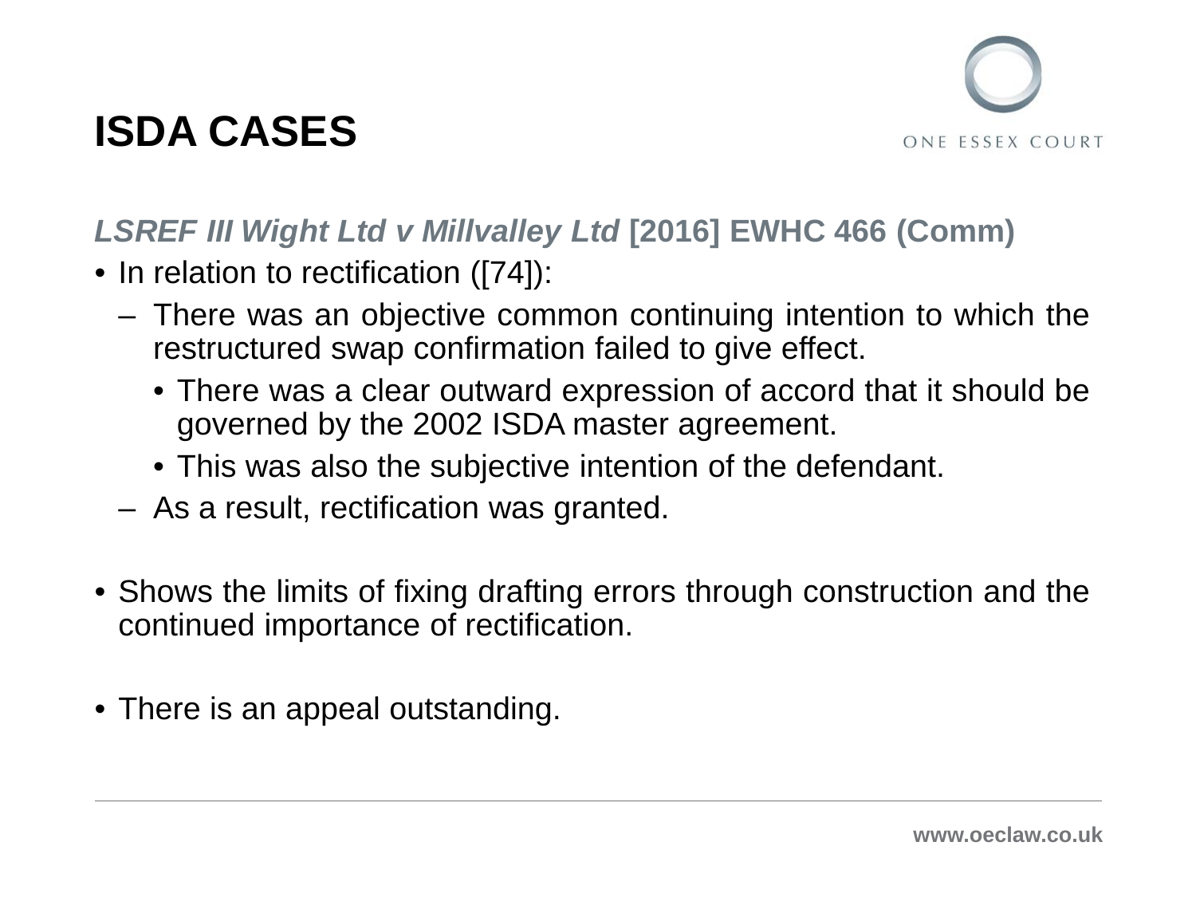# ISDA CASES

***LSREF III Wight Ltd v Millvalley Ltd* [2016] EWHC 466 (Comm)**

- In relation to rectification ([74]):
  - There was an objective common continuing intention to which the restructured swap confirmation failed to give effect.
    - There was a clear outward expression of accord that it should be governed by the 2002 ISDA master agreement.
    - This was also the subjective intention of the defendant.
  - As a result, rectification was granted.

- Shows the limits of fixing drafting errors through construction and the continued importance of rectification.

- There is an appeal outstanding.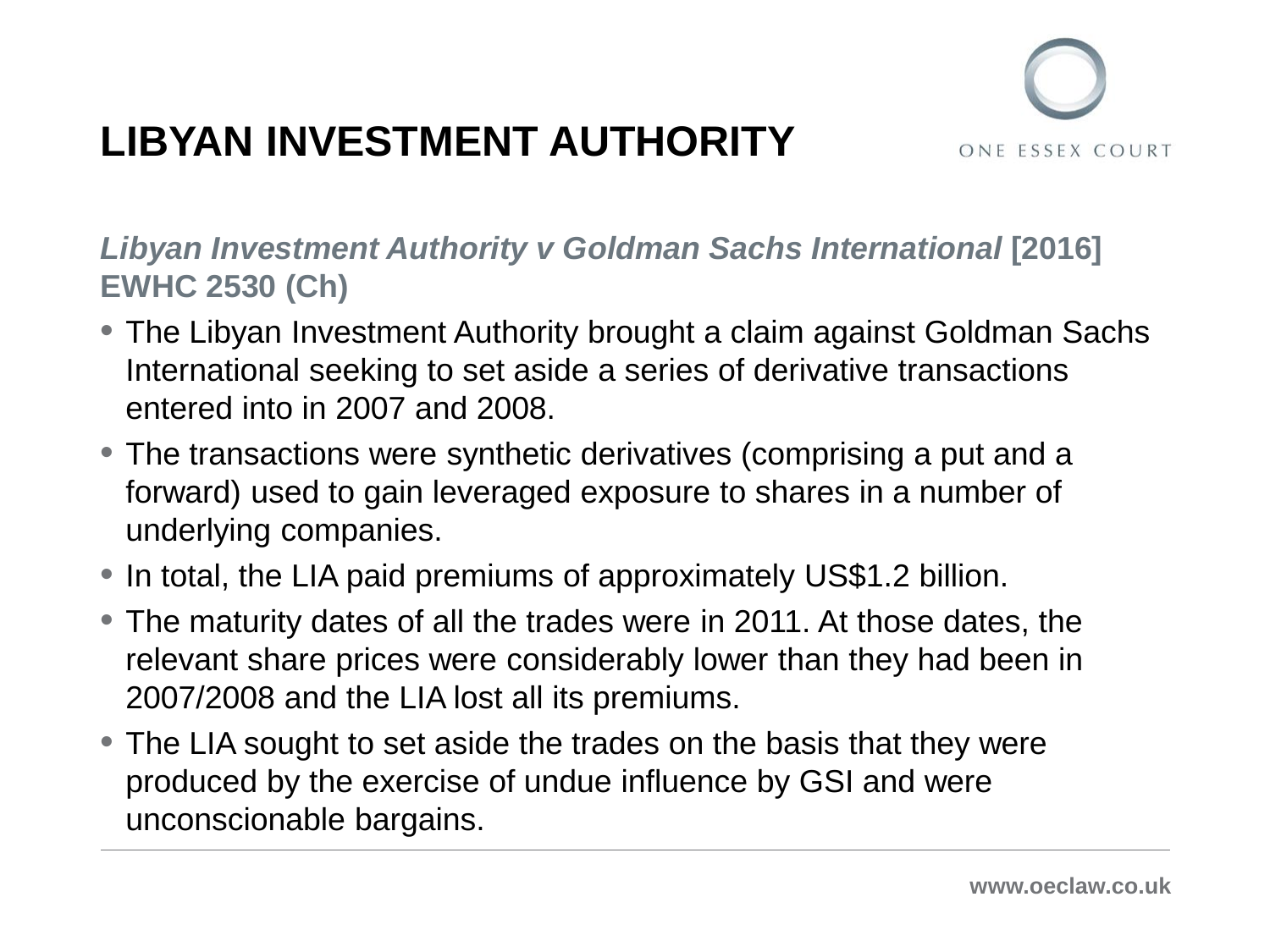# LIBYAN INVESTMENT AUTHORITY

***Libyan Investment Authority v Goldman Sachs International*** **[2016] EWHC 2530 (Ch)**

- The Libyan Investment Authority brought a claim against Goldman Sachs International seeking to set aside a series of derivative transactions entered into in 2007 and 2008.
- The transactions were synthetic derivatives (comprising a put and a forward) used to gain leveraged exposure to shares in a number of underlying companies.
- In total, the LIA paid premiums of approximately US$1.2 billion.
- The maturity dates of all the trades were in 2011. At those dates, the relevant share prices were considerably lower than they had been in 2007/2008 and the LIA lost all its premiums.
- The LIA sought to set aside the trades on the basis that they were produced by the exercise of undue influence by GSI and were unconscionable bargains.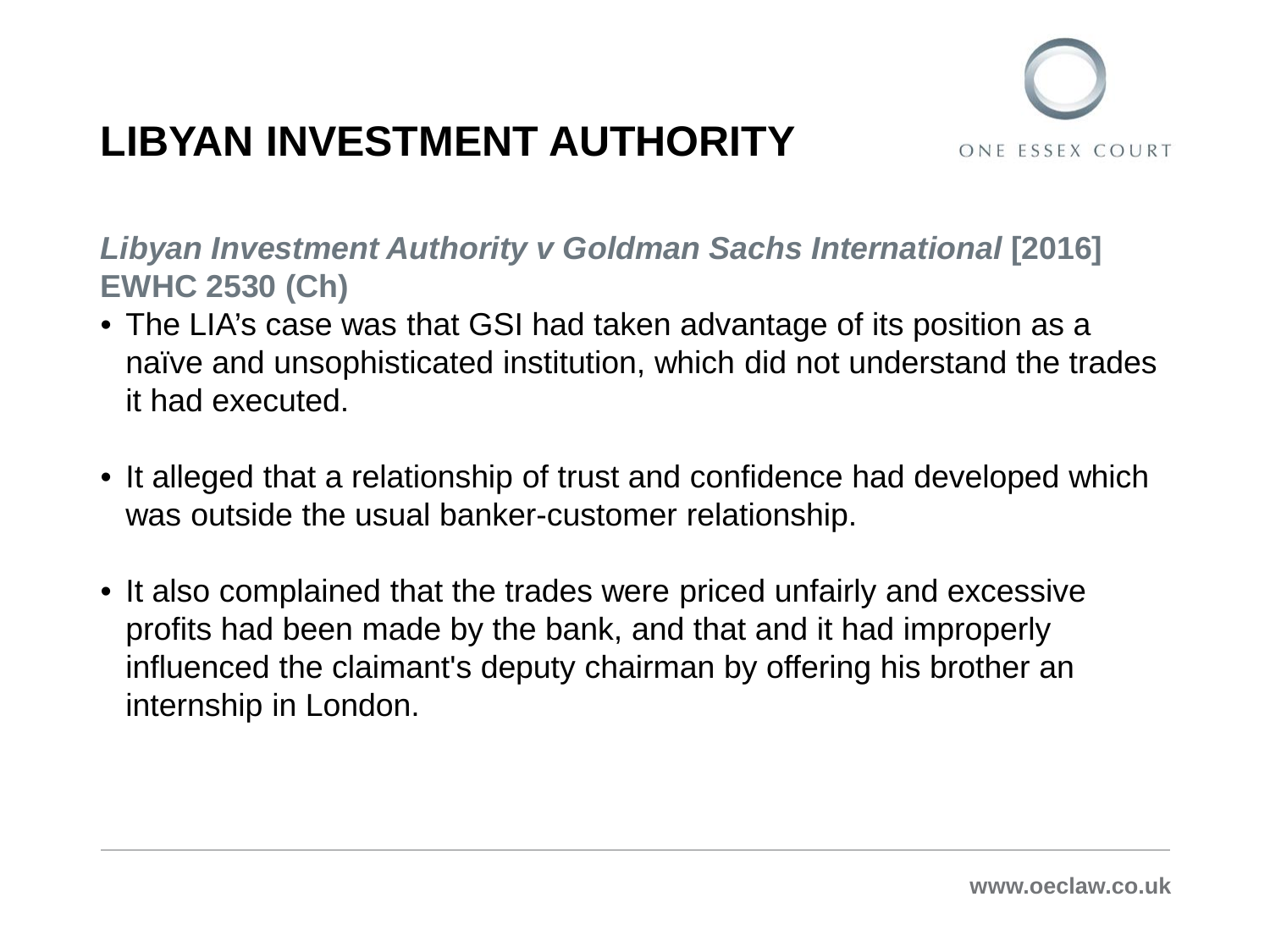# LIBYAN INVESTMENT AUTHORITY

***Libyan Investment Authority v Goldman Sachs International* [2016] EWHC 2530 (Ch)**

- The LIA's case was that GSI had taken advantage of its position as a naïve and unsophisticated institution, which did not understand the trades it had executed.

- It alleged that a relationship of trust and confidence had developed which was outside the usual banker-customer relationship.

- It also complained that the trades were priced unfairly and excessive profits had been made by the bank, and that and it had improperly influenced the claimant's deputy chairman by offering his brother an internship in London.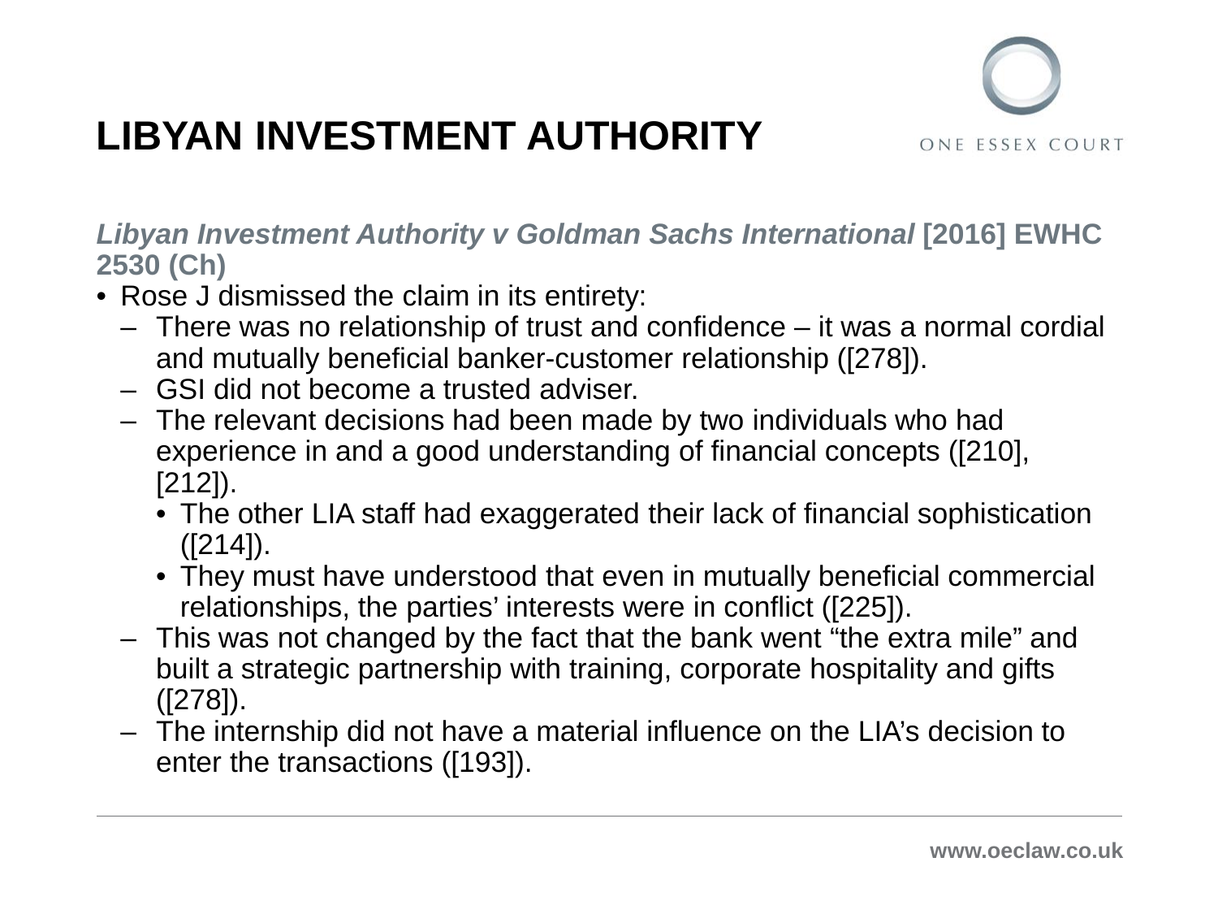# LIBYAN INVESTMENT AUTHORITY

***Libyan Investment Authority v Goldman Sachs International*** **[2016] EWHC 2530 (Ch)**

- Rose J dismissed the claim in its entirety:
  - There was no relationship of trust and confidence – it was a normal cordial and mutually beneficial banker-customer relationship ([278]).
  - GSI did not become a trusted adviser.
  - The relevant decisions had been made by two individuals who had experience in and a good understanding of financial concepts ([210], [212]).
    - The other LIA staff had exaggerated their lack of financial sophistication ([214]).
    - They must have understood that even in mutually beneficial commercial relationships, the parties' interests were in conflict ([225]).
  - This was not changed by the fact that the bank went "the extra mile" and built a strategic partnership with training, corporate hospitality and gifts ([278]).
  - The internship did not have a material influence on the LIA's decision to enter the transactions ([193]).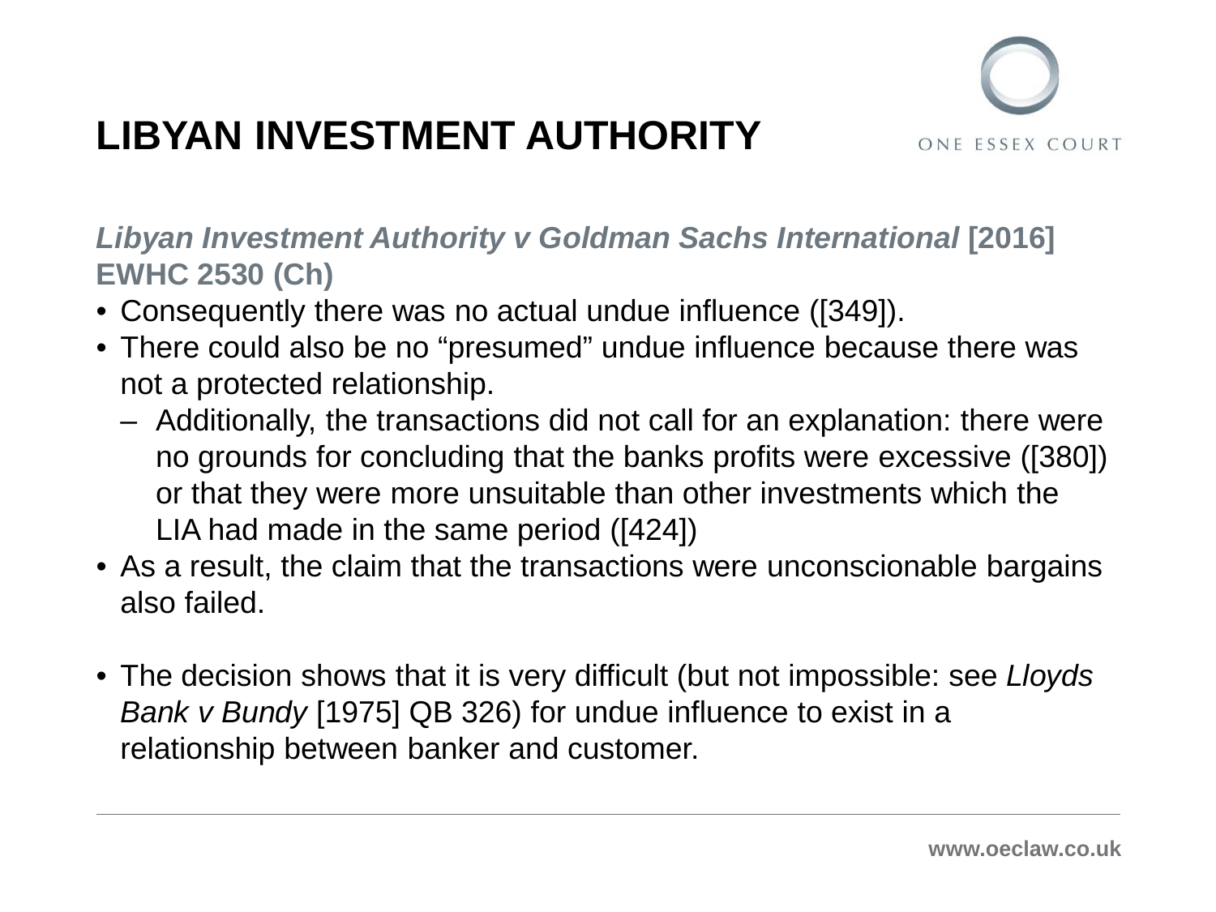# LIBYAN INVESTMENT AUTHORITY

***Libyan Investment Authority v Goldman Sachs International*** **[2016] EWHC 2530 (Ch)**

- Consequently there was no actual undue influence ([349]).
- There could also be no "presumed" undue influence because there was not a protected relationship.
  - Additionally, the transactions did not call for an explanation: there were no grounds for concluding that the banks profits were excessive ([380]) or that they were more unsuitable than other investments which the LIA had made in the same period ([424])
- As a result, the claim that the transactions were unconscionable bargains also failed.

- The decision shows that it is very difficult (but not impossible: see *Lloyds Bank v Bundy* [1975] QB 326) for undue influence to exist in a relationship between banker and customer.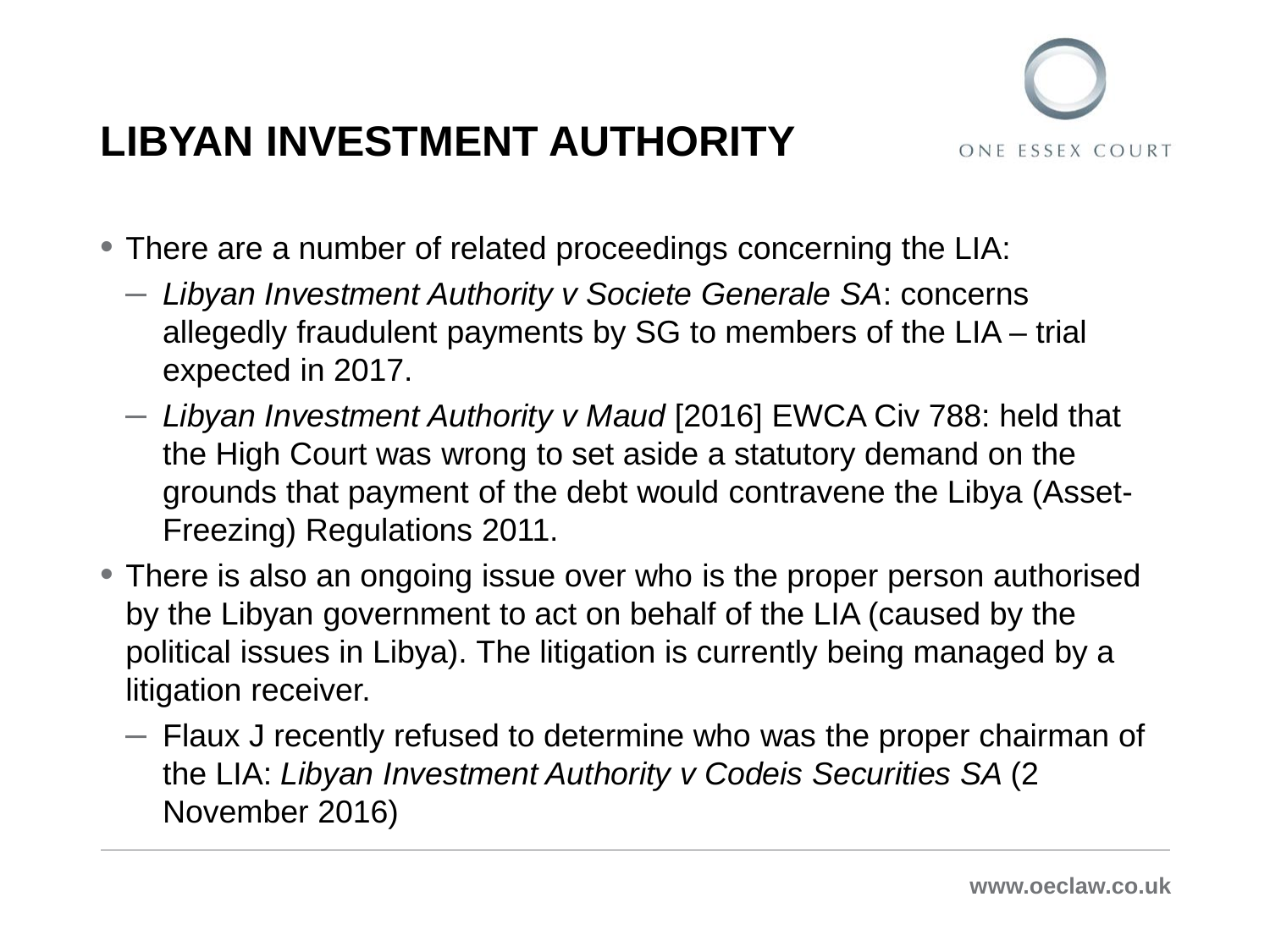# LIBYAN INVESTMENT AUTHORITY

- There are a number of related proceedings concerning the LIA:
  - *Libyan Investment Authority v Societe Generale SA*: concerns allegedly fraudulent payments by SG to members of the LIA – trial expected in 2017.
  - *Libyan Investment Authority v Maud* [2016] EWCA Civ 788: held that the High Court was wrong to set aside a statutory demand on the grounds that payment of the debt would contravene the Libya (Asset-Freezing) Regulations 2011.
- There is also an ongoing issue over who is the proper person authorised by the Libyan government to act on behalf of the LIA (caused by the political issues in Libya). The litigation is currently being managed by a litigation receiver.
  - Flaux J recently refused to determine who was the proper chairman of the LIA: *Libyan Investment Authority v Codeis Securities SA* (2 November 2016)